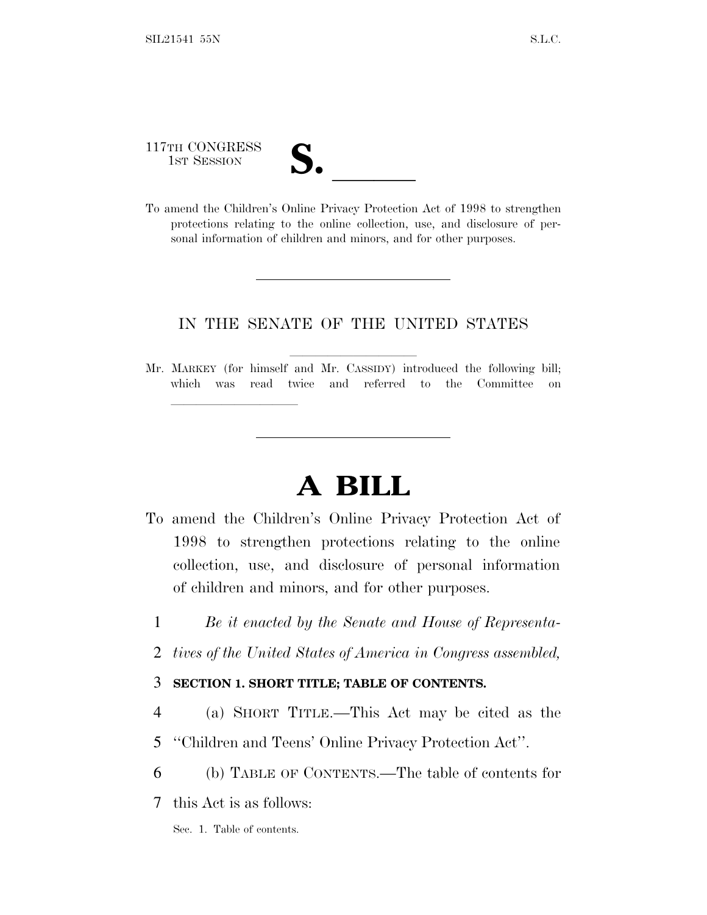117TH CONGRESS
1ST SESSION

# S. \_\_\_\_\_\_

To amend the Children's Online Privacy Protection Act of 1998 to strengthen protections relating to the online collection, use, and disclosure of personal information of children and minors, and for other purposes.

---

IN THE SENATE OF THE UNITED STATES

Mr. MARKEY (for himself and Mr. CASSIDY) introduced the following bill; which was read twice and referred to the Committee on \_\_\_\_\_\_\_\_\_\_\_\_\_\_\_\_\_\_\_\_

---

# A BILL

To amend the Children's Online Privacy Protection Act of 1998 to strengthen protections relating to the online collection, use, and disclosure of personal information of children and minors, and for other purposes.

1 *Be it enacted by the Senate and House of Representa-*
2 *tives of the United States of America in Congress assembled,*

3 **SECTION 1. SHORT TITLE; TABLE OF CONTENTS.**

4 (a) SHORT TITLE.—This Act may be cited as the
5 ''Children and Teens' Online Privacy Protection Act''.

6 (b) TABLE OF CONTENTS.—The table of contents for
7 this Act is as follows:

Sec. 1. Table of contents.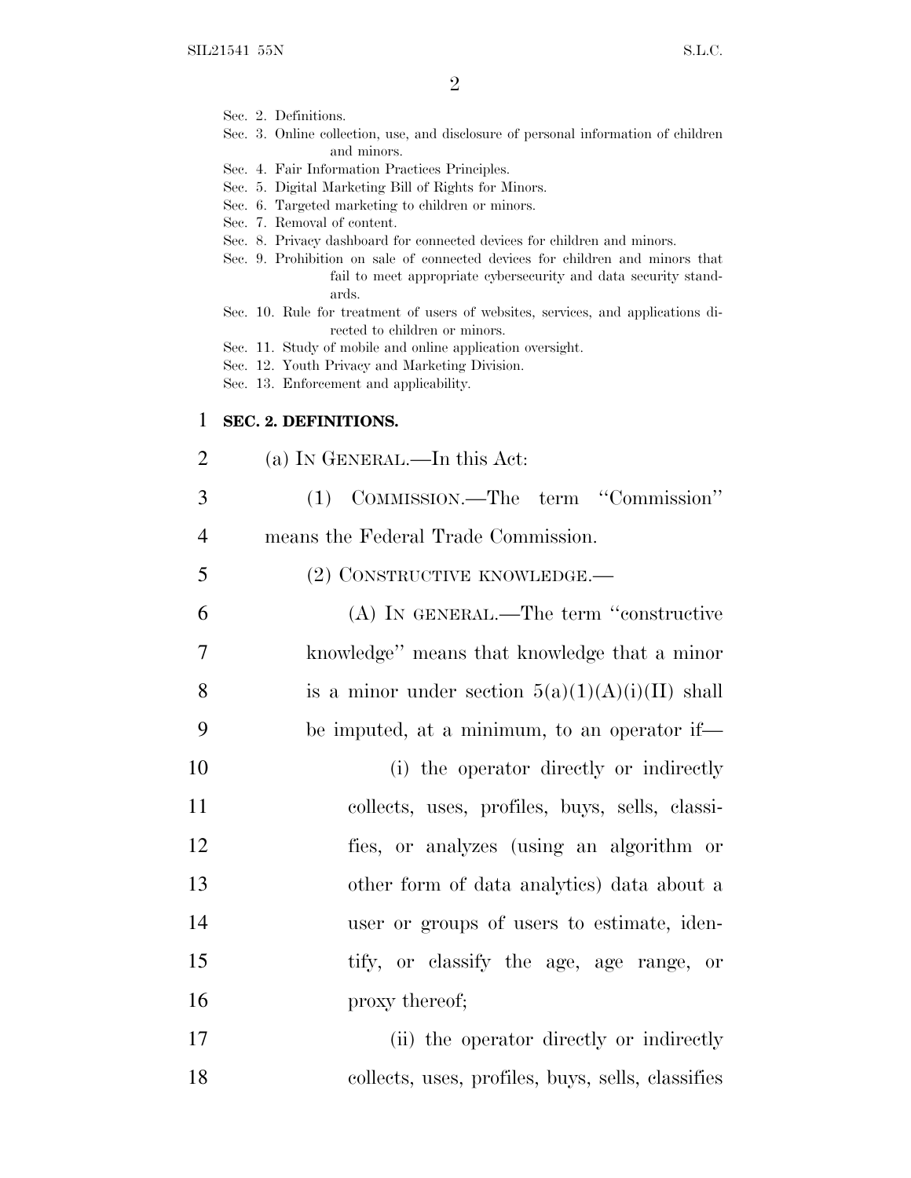Sec. 2. Definitions.
Sec. 3. Online collection, use, and disclosure of personal information of children and minors.
Sec. 4. Fair Information Practices Principles.
Sec. 5. Digital Marketing Bill of Rights for Minors.
Sec. 6. Targeted marketing to children or minors.
Sec. 7. Removal of content.
Sec. 8. Privacy dashboard for connected devices for children and minors.
Sec. 9. Prohibition on sale of connected devices for children and minors that fail to meet appropriate cybersecurity and data security standards.
Sec. 10. Rule for treatment of users of websites, services, and applications directed to children or minors.
Sec. 11. Study of mobile and online application oversight.
Sec. 12. Youth Privacy and Marketing Division.
Sec. 13. Enforcement and applicability.

**SEC. 2. DEFINITIONS.**

(a) IN GENERAL.—In this Act:

(1) COMMISSION.—The term ''Commission'' means the Federal Trade Commission.

(2) CONSTRUCTIVE KNOWLEDGE.—

(A) IN GENERAL.—The term ''constructive knowledge'' means that knowledge that a minor is a minor under section 5(a)(1)(A)(i)(II) shall be imputed, at a minimum, to an operator if—

(i) the operator directly or indirectly collects, uses, profiles, buys, sells, classifies, or analyzes (using an algorithm or other form of data analytics) data about a user or groups of users to estimate, identify, or classify the age, age range, or proxy thereof;

(ii) the operator directly or indirectly collects, uses, profiles, buys, sells, classifies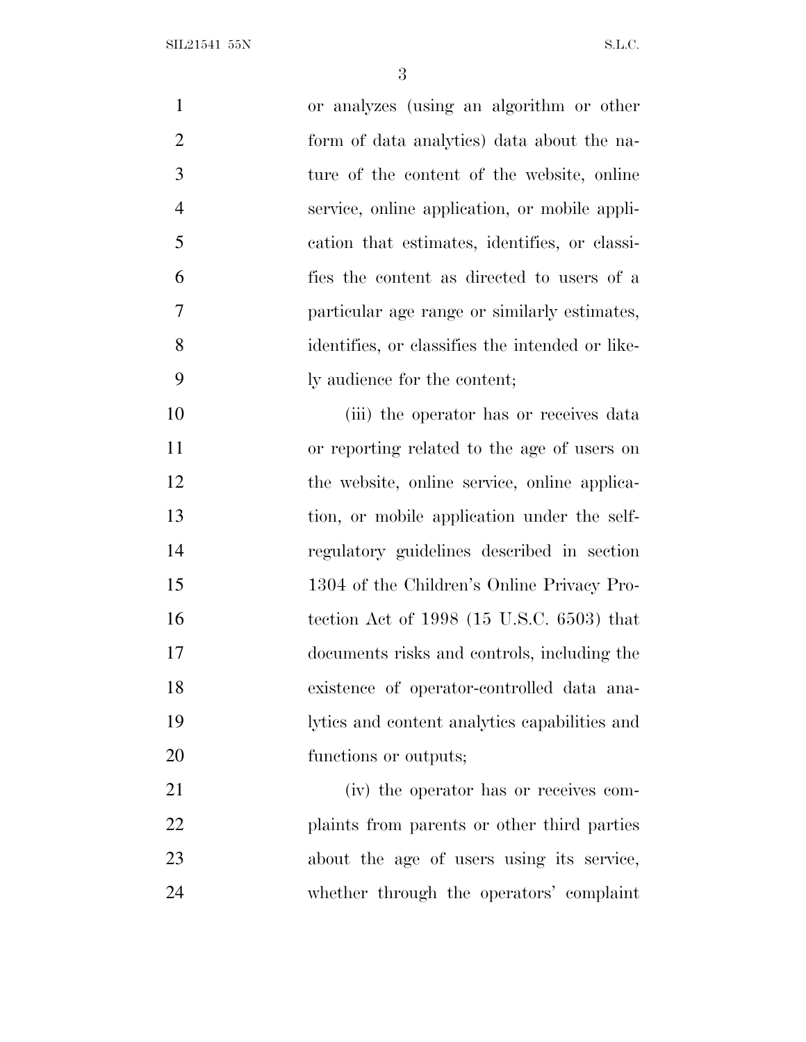or analyzes (using an algorithm or other form of data analytics) data about the nature of the content of the website, online service, online application, or mobile application that estimates, identifies, or classifies the content as directed to users of a particular age range or similarly estimates, identifies, or classifies the intended or likely audience for the content;

(iii) the operator has or receives data or reporting related to the age of users on the website, online service, online application, or mobile application under the self-regulatory guidelines described in section 1304 of the Children's Online Privacy Protection Act of 1998 (15 U.S.C. 6503) that documents risks and controls, including the existence of operator-controlled data analytics and content analytics capabilities and functions or outputs;

(iv) the operator has or receives complaints from parents or other third parties about the age of users using its service, whether through the operators' complaint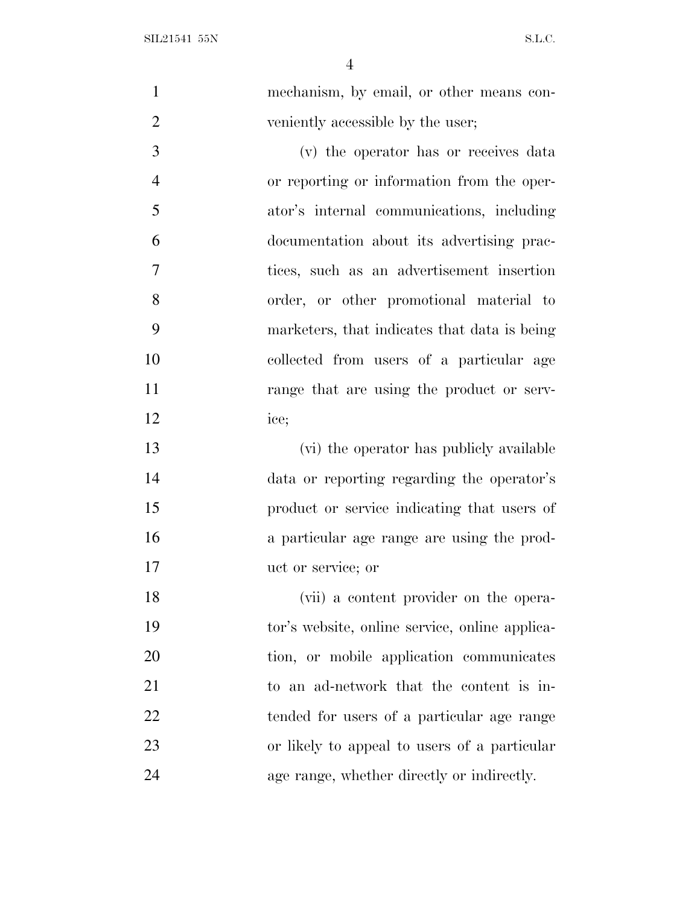mechanism, by email, or other means conveniently accessible by the user;

(v) the operator has or receives data or reporting or information from the operator's internal communications, including documentation about its advertising practices, such as an advertisement insertion order, or other promotional material to marketers, that indicates that data is being collected from users of a particular age range that are using the product or service;

(vi) the operator has publicly available data or reporting regarding the operator's product or service indicating that users of a particular age range are using the product or service; or

(vii) a content provider on the operator's website, online service, online application, or mobile application communicates to an ad-network that the content is intended for users of a particular age range or likely to appeal to users of a particular age range, whether directly or indirectly.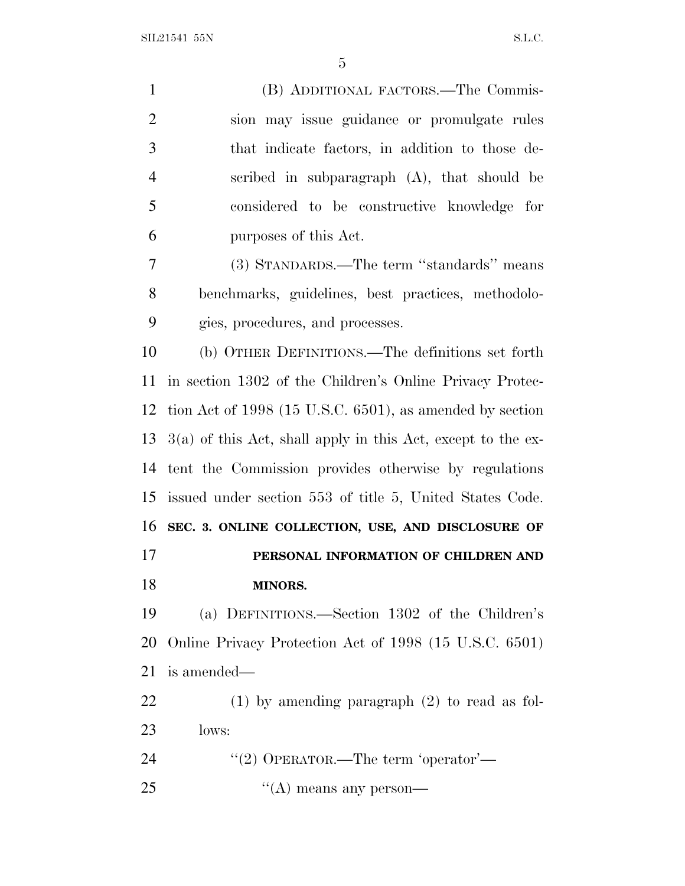(B) ADDITIONAL FACTORS.—The Commission may issue guidance or promulgate rules that indicate factors, in addition to those described in subparagraph (A), that should be considered to be constructive knowledge for purposes of this Act.

(3) STANDARDS.—The term "standards" means benchmarks, guidelines, best practices, methodologies, procedures, and processes.

(b) OTHER DEFINITIONS.—The definitions set forth in section 1302 of the Children's Online Privacy Protection Act of 1998 (15 U.S.C. 6501), as amended by section 3(a) of this Act, shall apply in this Act, except to the extent the Commission provides otherwise by regulations issued under section 553 of title 5, United States Code.

**SEC. 3. ONLINE COLLECTION, USE, AND DISCLOSURE OF PERSONAL INFORMATION OF CHILDREN AND MINORS.**

(a) DEFINITIONS.—Section 1302 of the Children's Online Privacy Protection Act of 1998 (15 U.S.C. 6501) is amended—

(1) by amending paragraph (2) to read as follows:

"(2) OPERATOR.—The term 'operator'—

"(A) means any person—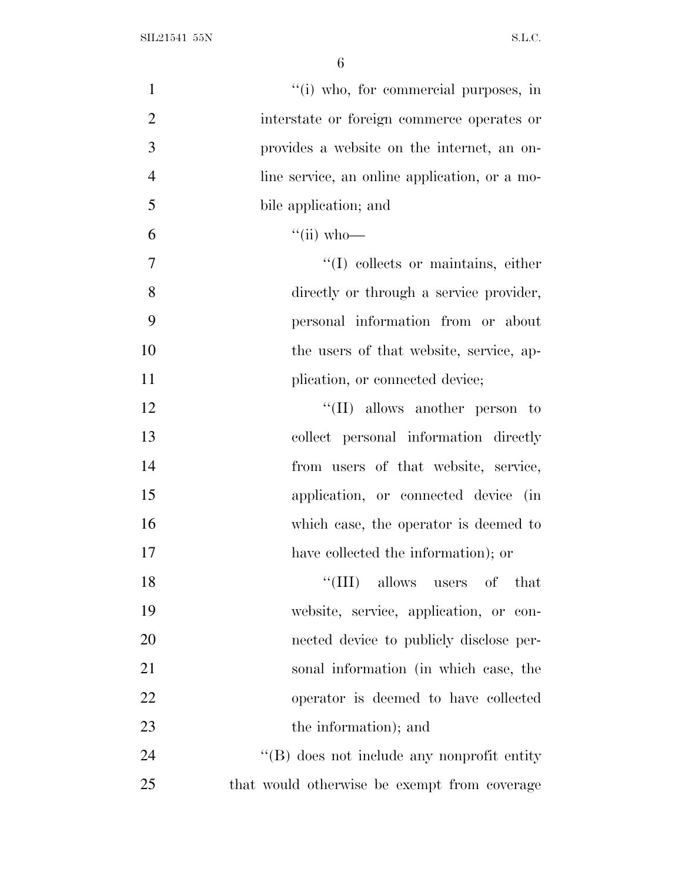''(i) who, for commercial purposes, in interstate or foreign commerce operates or provides a website on the internet, an online service, an online application, or a mobile application; and

''(ii) who—

''(I) collects or maintains, either directly or through a service provider, personal information from or about the users of that website, service, application, or connected device;

''(II) allows another person to collect personal information directly from users of that website, service, application, or connected device (in which case, the operator is deemed to have collected the information); or

''(III) allows users of that website, service, application, or connected device to publicly disclose personal information (in which case, the operator is deemed to have collected the information); and

''(B) does not include any nonprofit entity that would otherwise be exempt from coverage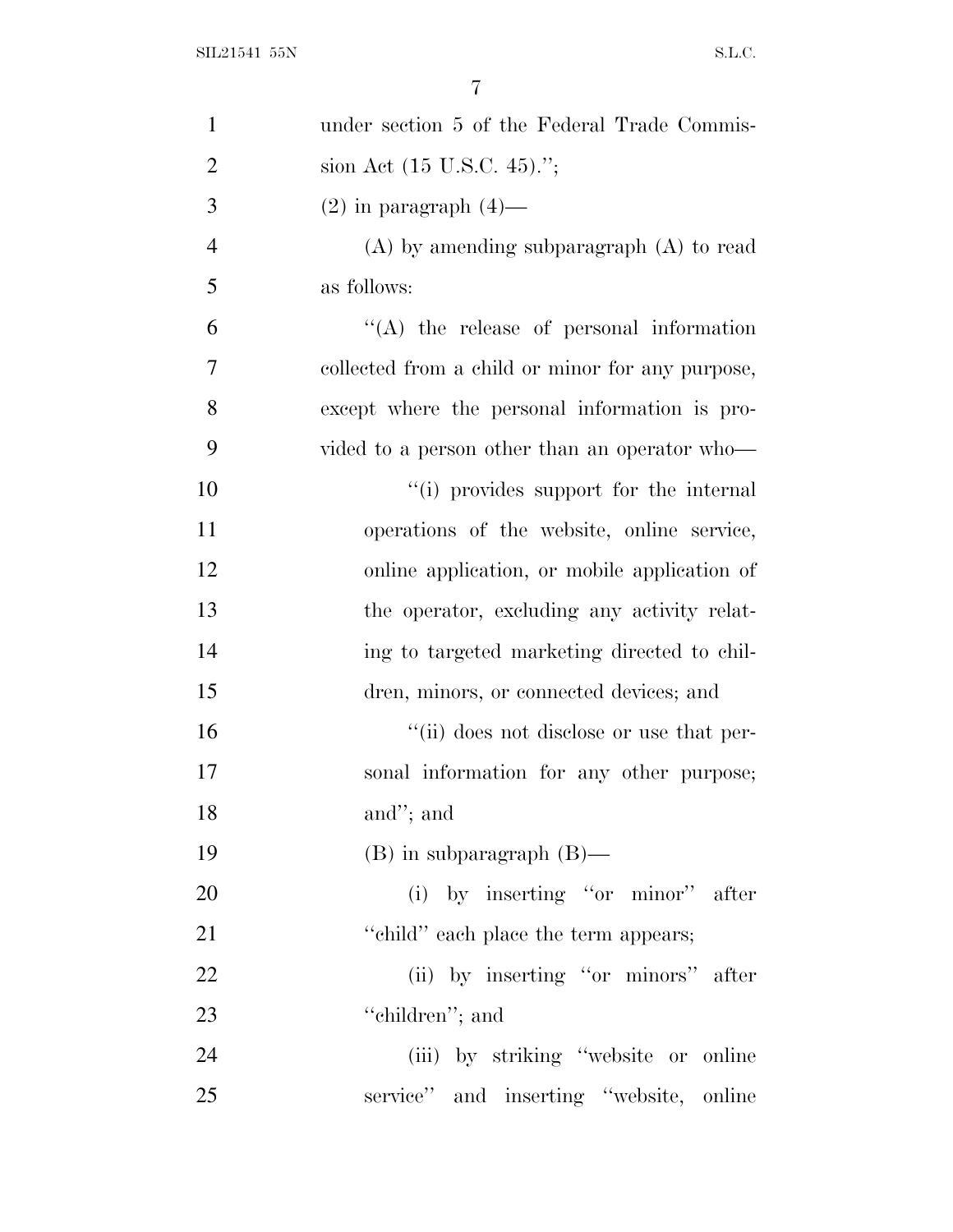under section 5 of the Federal Trade Commission Act (15 U.S.C. 45).'';

(2) in paragraph (4)—

(A) by amending subparagraph (A) to read as follows:

''(A) the release of personal information collected from a child or minor for any purpose, except where the personal information is provided to a person other than an operator who—

''(i) provides support for the internal operations of the website, online service, online application, or mobile application of the operator, excluding any activity relating to targeted marketing directed to children, minors, or connected devices; and

''(ii) does not disclose or use that personal information for any other purpose; and''; and

(B) in subparagraph (B)—

(i) by inserting ''or minor'' after ''child'' each place the term appears;

(ii) by inserting ''or minors'' after ''children''; and

(iii) by striking ''website or online service'' and inserting ''website, online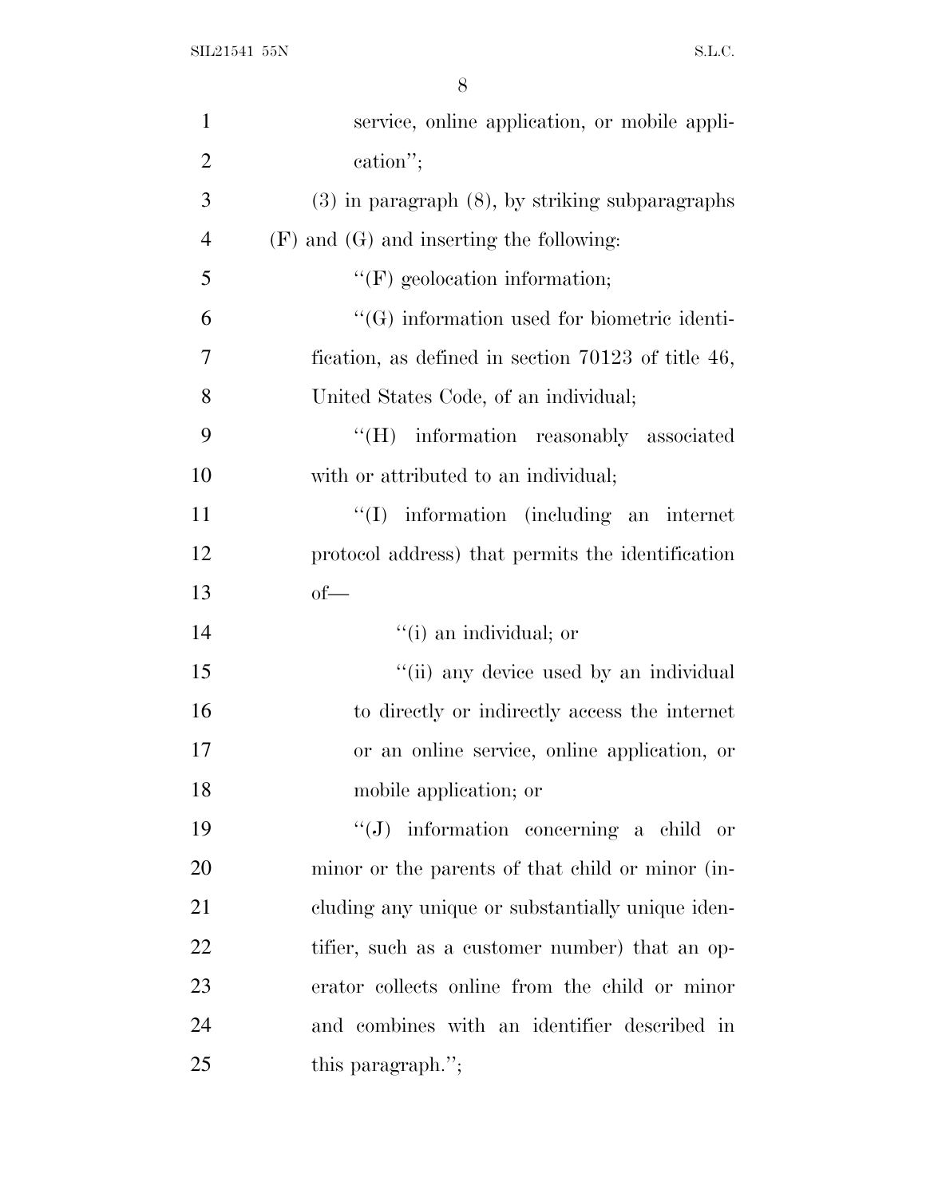service, online application, or mobile application'';

(3) in paragraph (8), by striking subparagraphs (F) and (G) and inserting the following:

''(F) geolocation information;

''(G) information used for biometric identification, as defined in section 70123 of title 46, United States Code, of an individual;

''(H) information reasonably associated with or attributed to an individual;

''(I) information (including an internet protocol address) that permits the identification of—

''(i) an individual; or

''(ii) any device used by an individual to directly or indirectly access the internet or an online service, online application, or mobile application; or

''(J) information concerning a child or minor or the parents of that child or minor (including any unique or substantially unique identifier, such as a customer number) that an operator collects online from the child or minor and combines with an identifier described in this paragraph.'';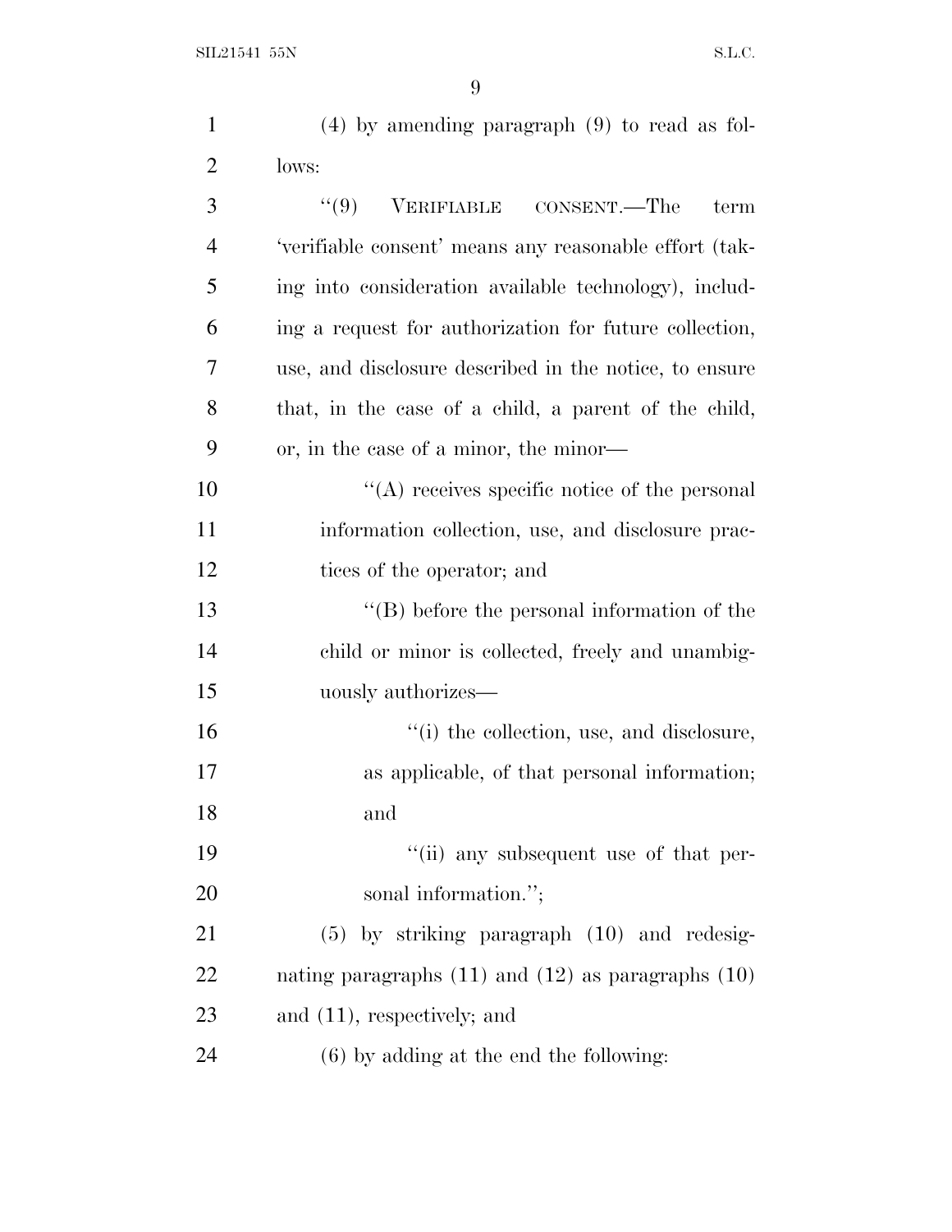(4) by amending paragraph (9) to read as follows:

"(9) VERIFIABLE CONSENT.—The term 'verifiable consent' means any reasonable effort (taking into consideration available technology), including a request for authorization for future collection, use, and disclosure described in the notice, to ensure that, in the case of a child, a parent of the child, or, in the case of a minor, the minor—

"(A) receives specific notice of the personal information collection, use, and disclosure practices of the operator; and

"(B) before the personal information of the child or minor is collected, freely and unambiguously authorizes—

"(i) the collection, use, and disclosure, as applicable, of that personal information; and

"(ii) any subsequent use of that personal information.";

(5) by striking paragraph (10) and redesignating paragraphs (11) and (12) as paragraphs (10) and (11), respectively; and

(6) by adding at the end the following: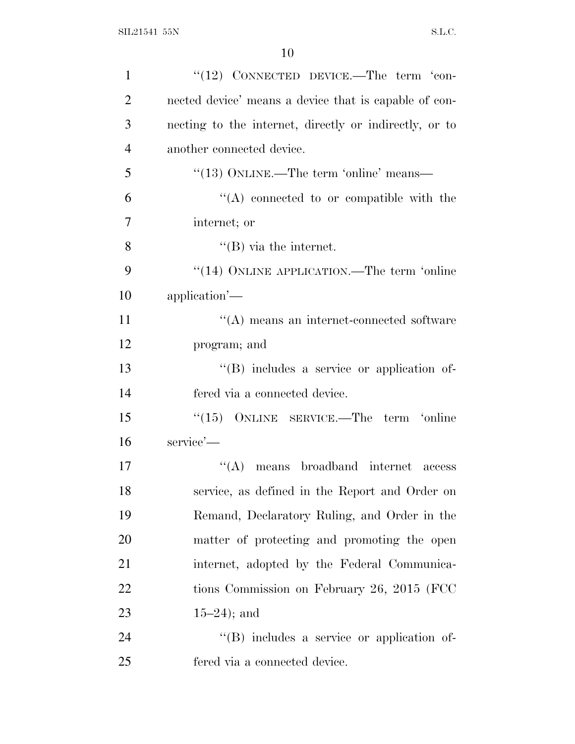"(12) CONNECTED DEVICE.—The term 'connected device' means a device that is capable of connecting to the internet, directly or indirectly, or to another connected device.

"(13) ONLINE.—The term 'online' means—

"(A) connected to or compatible with the internet; or

"(B) via the internet.

"(14) ONLINE APPLICATION.—The term 'online application'—

"(A) means an internet-connected software program; and

"(B) includes a service or application offered via a connected device.

"(15) ONLINE SERVICE.—The term 'online service'—

"(A) means broadband internet access service, as defined in the Report and Order on Remand, Declaratory Ruling, and Order in the matter of protecting and promoting the open internet, adopted by the Federal Communications Commission on February 26, 2015 (FCC 15–24); and

"(B) includes a service or application offered via a connected device.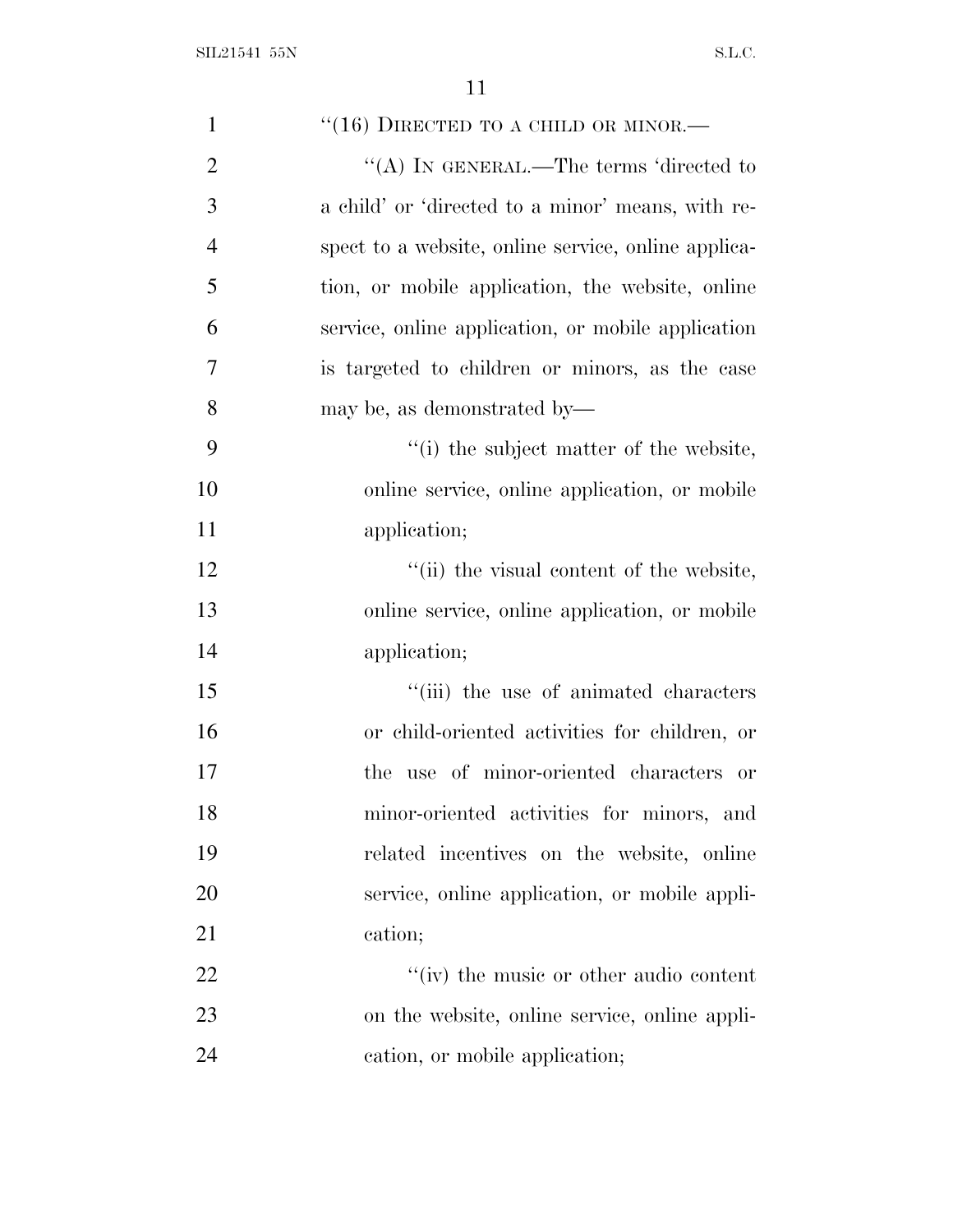"(16) DIRECTED TO A CHILD OR MINOR.—

"(A) IN GENERAL.—The terms 'directed to a child' or 'directed to a minor' means, with respect to a website, online service, online application, or mobile application, the website, online service, online application, or mobile application is targeted to children or minors, as the case may be, as demonstrated by—

"(i) the subject matter of the website, online service, online application, or mobile application;

"(ii) the visual content of the website, online service, online application, or mobile application;

"(iii) the use of animated characters or child-oriented activities for children, or the use of minor-oriented characters or minor-oriented activities for minors, and related incentives on the website, online service, online application, or mobile application;

"(iv) the music or other audio content on the website, online service, online application, or mobile application;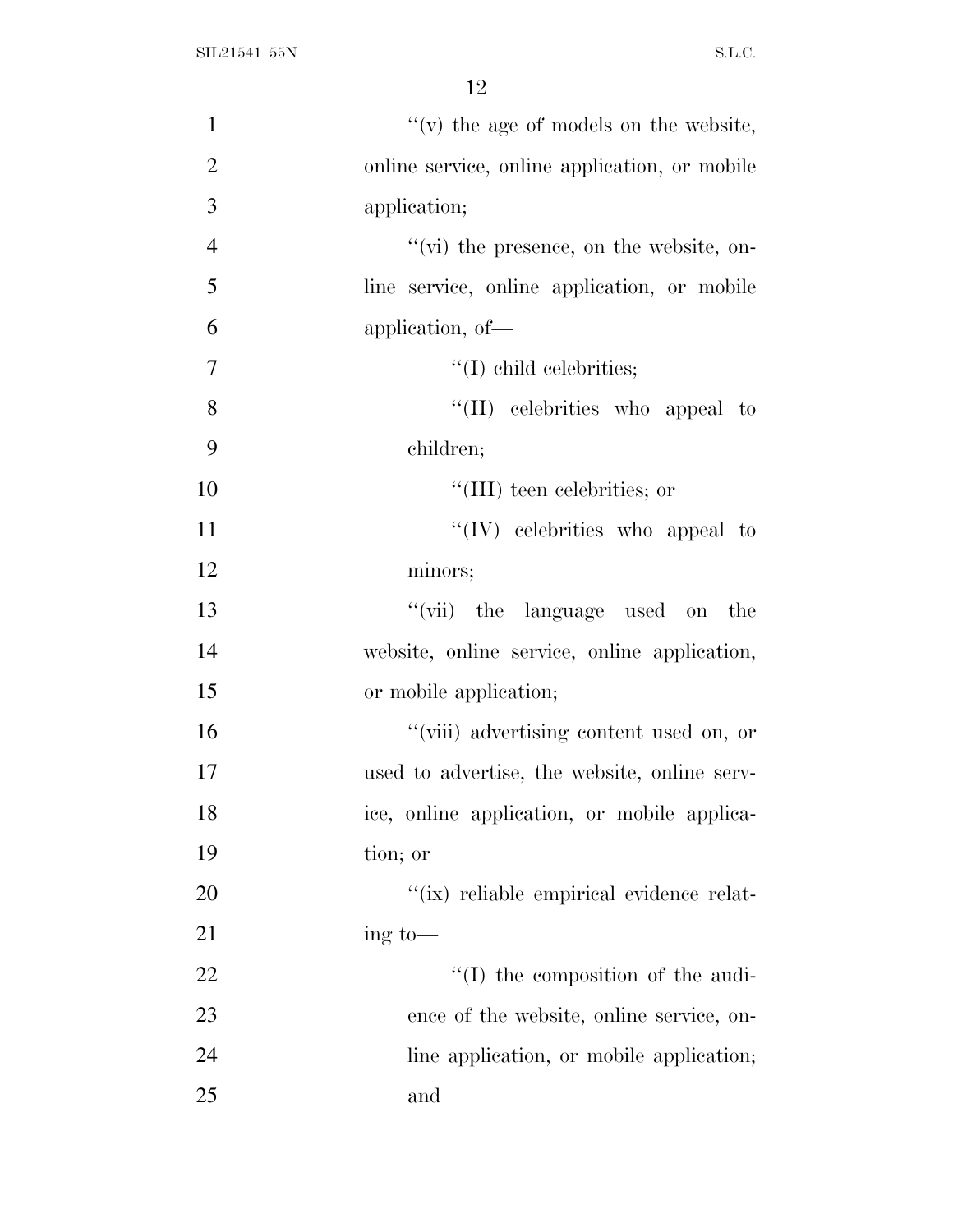"(v) the age of models on the website, online service, online application, or mobile application;

"(vi) the presence, on the website, online service, online application, or mobile application, of—

"(I) child celebrities;

"(II) celebrities who appeal to children;

"(III) teen celebrities; or

"(IV) celebrities who appeal to minors;

"(vii) the language used on the website, online service, online application, or mobile application;

"(viii) advertising content used on, or used to advertise, the website, online service, online application, or mobile application; or

"(ix) reliable empirical evidence relating to—

"(I) the composition of the audience of the website, online service, online application, or mobile application; and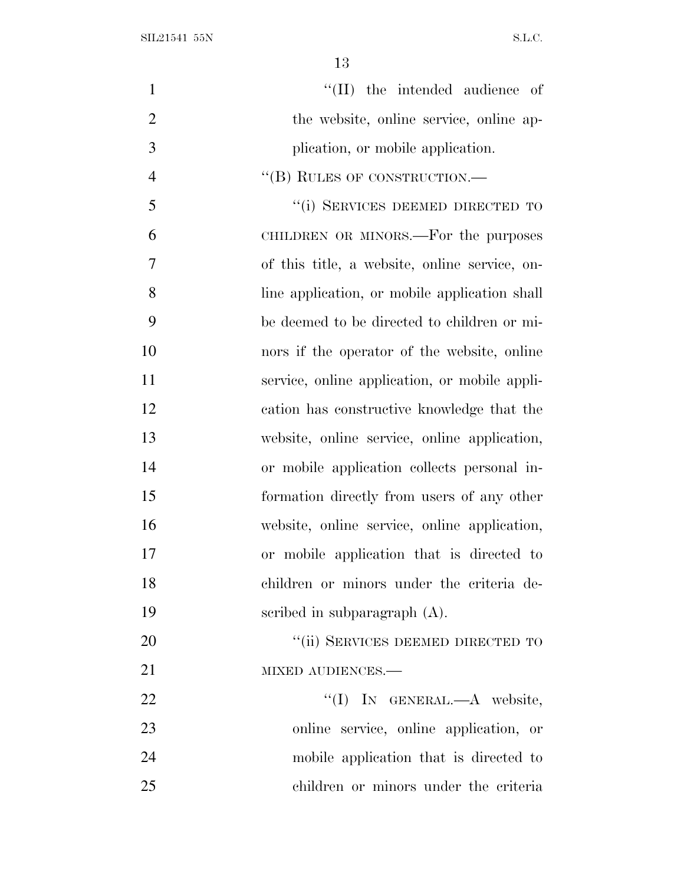"(II) the intended audience of the website, online service, online application, or mobile application.

"(B) RULES OF CONSTRUCTION.—

"(i) SERVICES DEEMED DIRECTED TO CHILDREN OR MINORS.—For the purposes of this title, a website, online service, online application, or mobile application shall be deemed to be directed to children or minors if the operator of the website, online service, online application, or mobile application has constructive knowledge that the website, online service, online application, or mobile application collects personal information directly from users of any other website, online service, online application, or mobile application that is directed to children or minors under the criteria described in subparagraph (A).

"(ii) SERVICES DEEMED DIRECTED TO MIXED AUDIENCES.—

"(I) IN GENERAL.—A website, online service, online application, or mobile application that is directed to children or minors under the criteria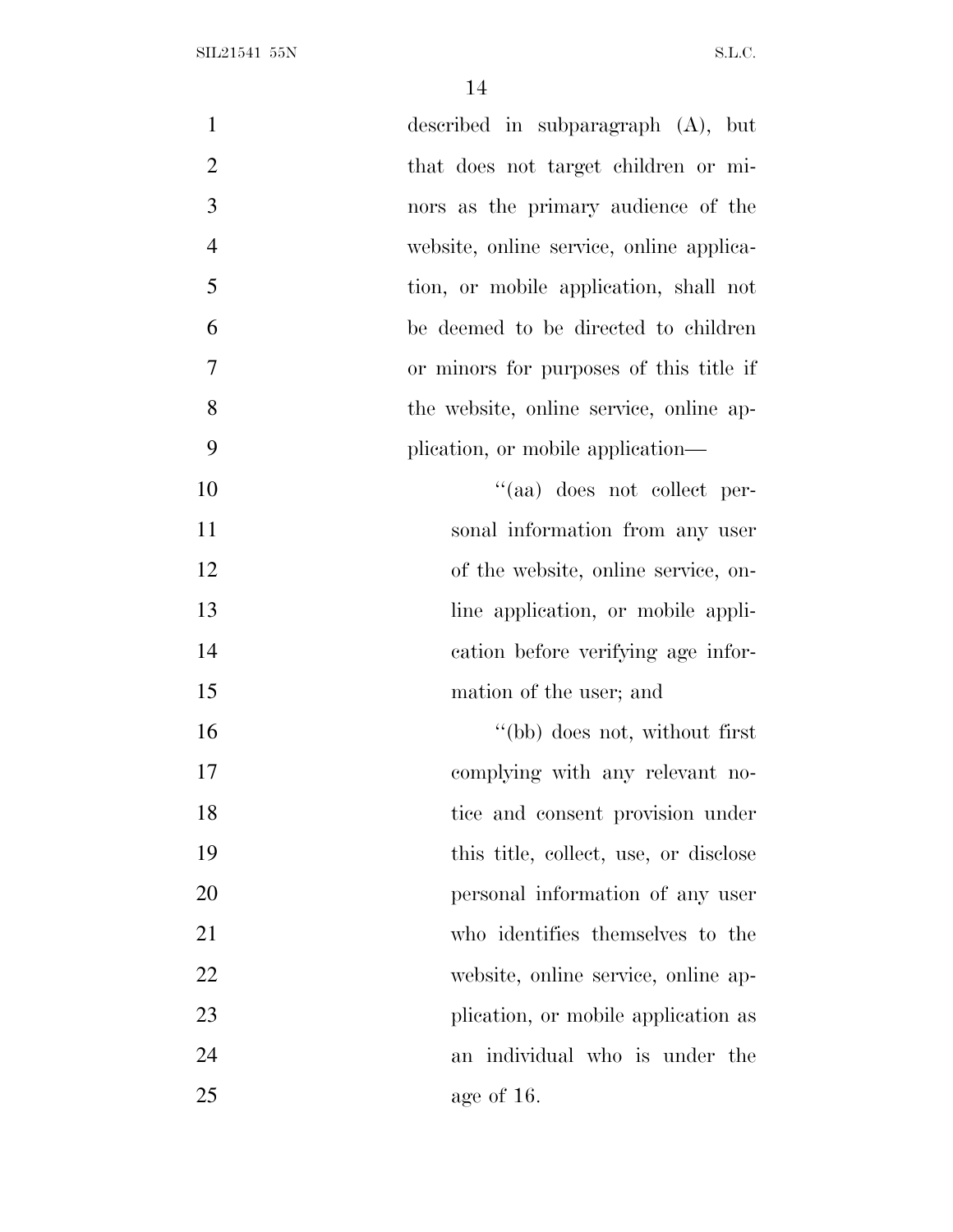described in subparagraph (A), but that does not target children or minors as the primary audience of the website, online service, online application, or mobile application, shall not be deemed to be directed to children or minors for purposes of this title if the website, online service, online application, or mobile application—

"(aa) does not collect personal information from any user of the website, online service, online application, or mobile application before verifying age information of the user; and

"(bb) does not, without first complying with any relevant notice and consent provision under this title, collect, use, or disclose personal information of any user who identifies themselves to the website, online service, online application, or mobile application as an individual who is under the age of 16.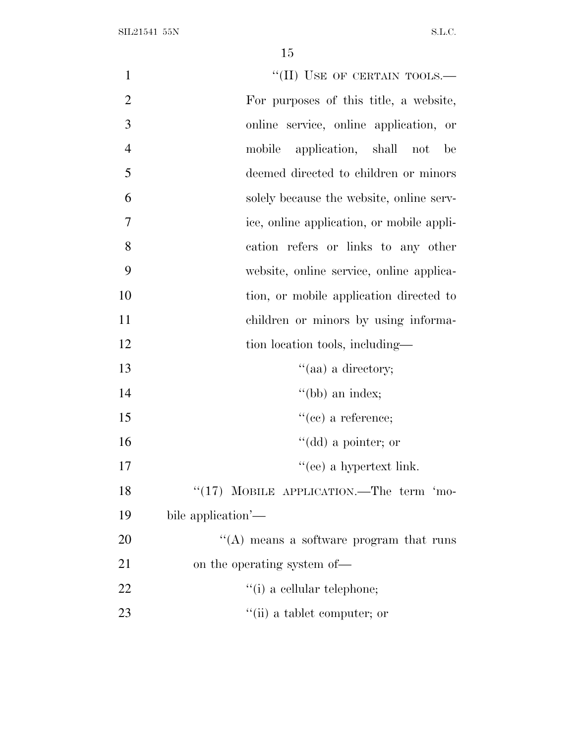''(II) USE OF CERTAIN TOOLS.— For purposes of this title, a website, online service, online application, or mobile application, shall not be deemed directed to children or minors solely because the website, online service, online application, or mobile application refers or links to any other website, online service, online application, or mobile application directed to children or minors by using information location tools, including—

''(aa) a directory;

''(bb) an index;

''(cc) a reference;

''(dd) a pointer; or

''(ee) a hypertext link.

''(17) MOBILE APPLICATION.—The term 'mobile application'—

''(A) means a software program that runs on the operating system of—

''(i) a cellular telephone;

''(ii) a tablet computer; or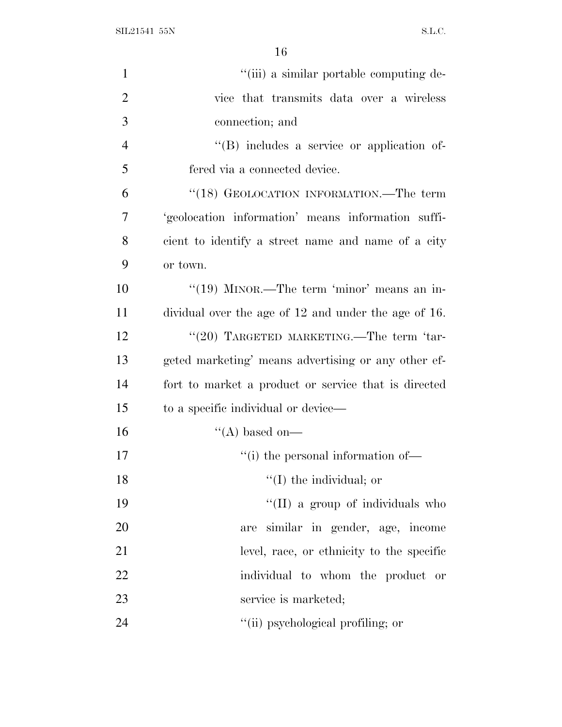"(iii) a similar portable computing device that transmits data over a wireless connection; and

"(B) includes a service or application offered via a connected device.

"(18) GEOLOCATION INFORMATION.—The term 'geolocation information' means information sufficient to identify a street name and name of a city or town.

"(19) MINOR.—The term 'minor' means an individual over the age of 12 and under the age of 16.

"(20) TARGETED MARKETING.—The term 'targeted marketing' means advertising or any other effort to market a product or service that is directed to a specific individual or device—

"(A) based on—

"(i) the personal information of—

"(I) the individual; or

"(II) a group of individuals who are similar in gender, age, income level, race, or ethnicity to the specific individual to whom the product or service is marketed;

"(ii) psychological profiling; or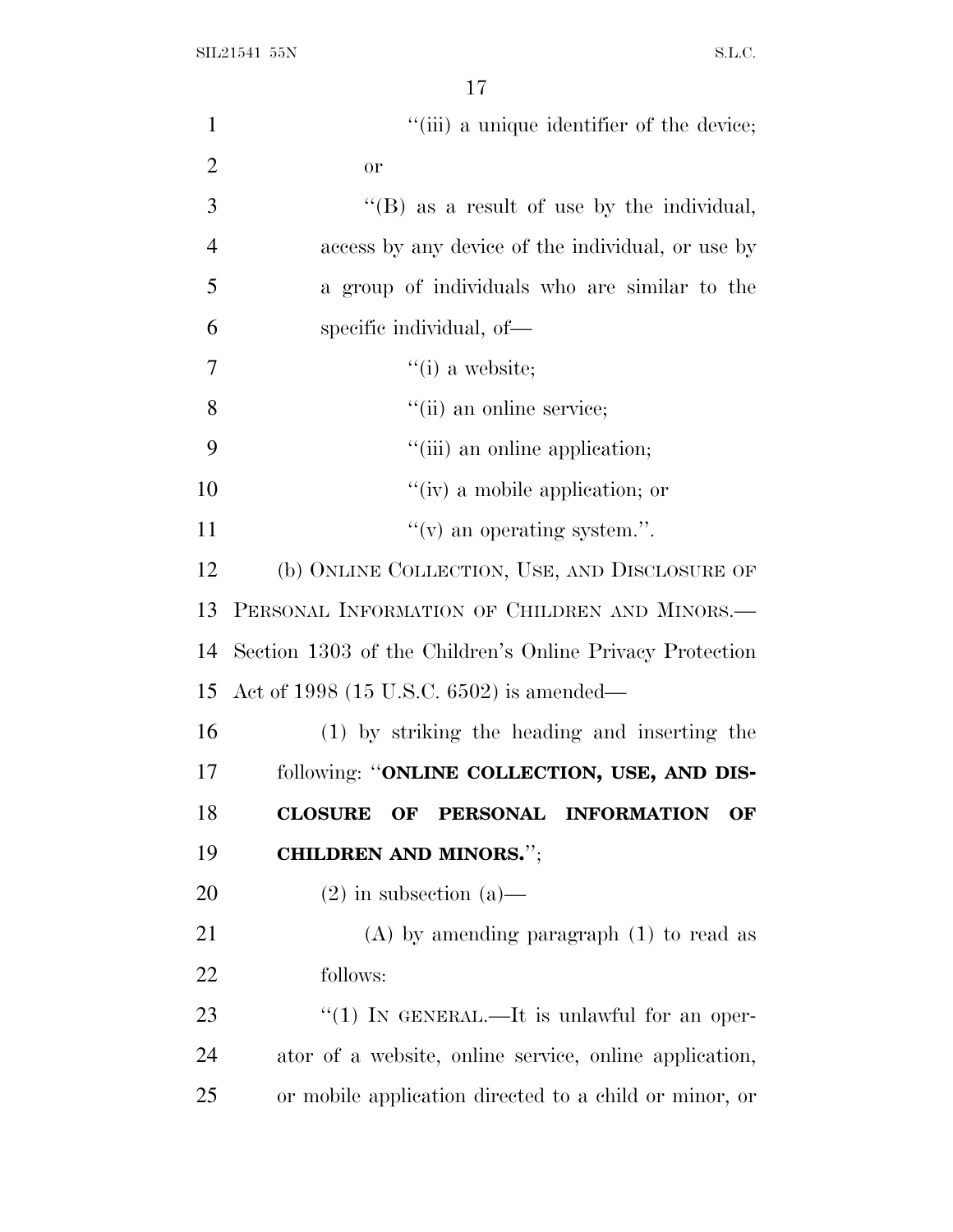''(iii) a unique identifier of the device; or

''(B) as a result of use by the individual, access by any device of the individual, or use by a group of individuals who are similar to the specific individual, of—

''(i) a website;

''(ii) an online service;

''(iii) an online application;

''(iv) a mobile application; or

''(v) an operating system.''.

(b) ONLINE COLLECTION, USE, AND DISCLOSURE OF PERSONAL INFORMATION OF CHILDREN AND MINORS.—Section 1303 of the Children's Online Privacy Protection Act of 1998 (15 U.S.C. 6502) is amended—

(1) by striking the heading and inserting the following: ''**ONLINE COLLECTION, USE, AND DISCLOSURE OF PERSONAL INFORMATION OF CHILDREN AND MINORS.**'';

(2) in subsection (a)—

(A) by amending paragraph (1) to read as follows:

''(1) IN GENERAL.—It is unlawful for an operator of a website, online service, online application, or mobile application directed to a child or minor, or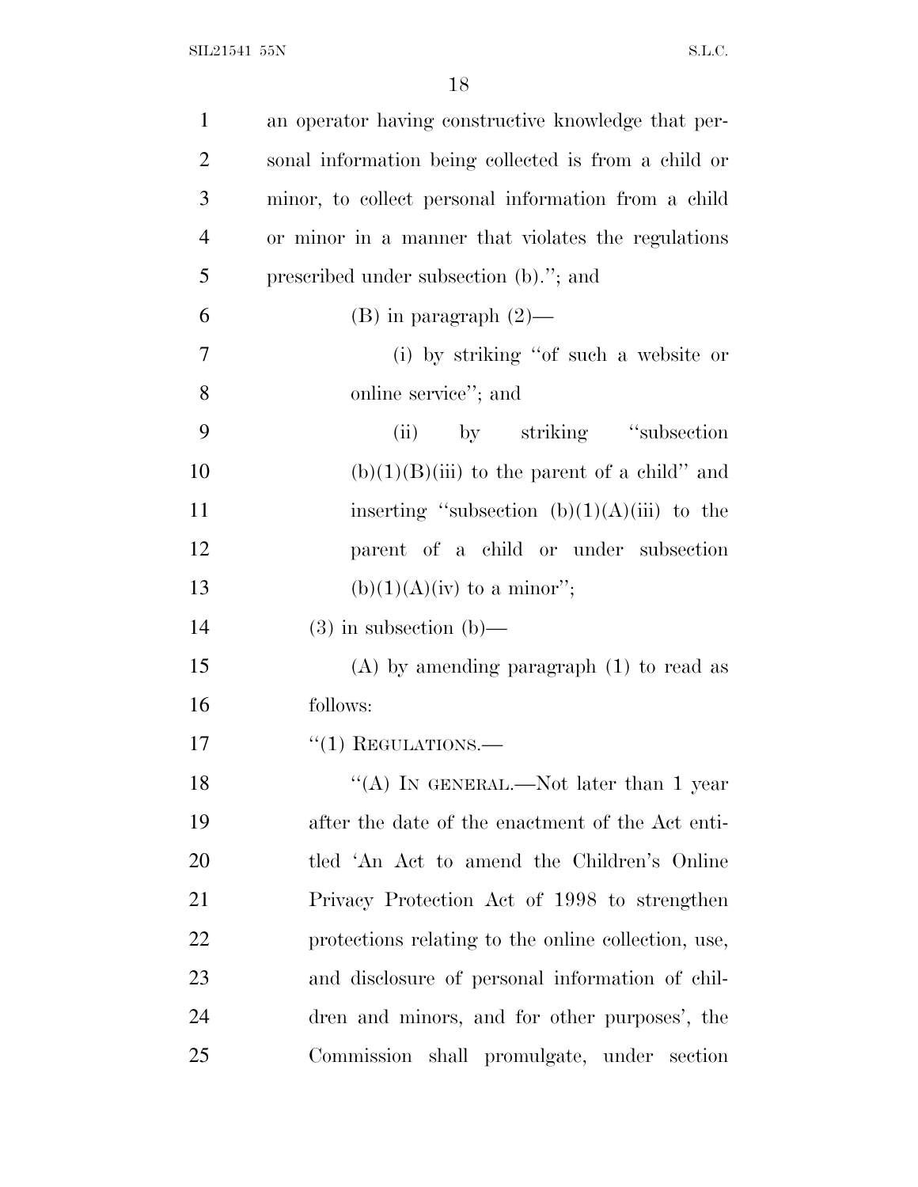an operator having constructive knowledge that personal information being collected is from a child or minor, to collect personal information from a child or minor in a manner that violates the regulations prescribed under subsection (b).''; and

(B) in paragraph (2)—

(i) by striking ''of such a website or online service''; and

(ii) by striking ''subsection (b)(1)(B)(iii) to the parent of a child'' and inserting ''subsection (b)(1)(A)(iii) to the parent of a child or under subsection (b)(1)(A)(iv) to a minor'';

(3) in subsection (b)—

(A) by amending paragraph (1) to read as follows:

''(1) REGULATIONS.—

''(A) IN GENERAL.—Not later than 1 year after the date of the enactment of the Act entitled 'An Act to amend the Children's Online Privacy Protection Act of 1998 to strengthen protections relating to the online collection, use, and disclosure of personal information of children and minors, and for other purposes', the Commission shall promulgate, under section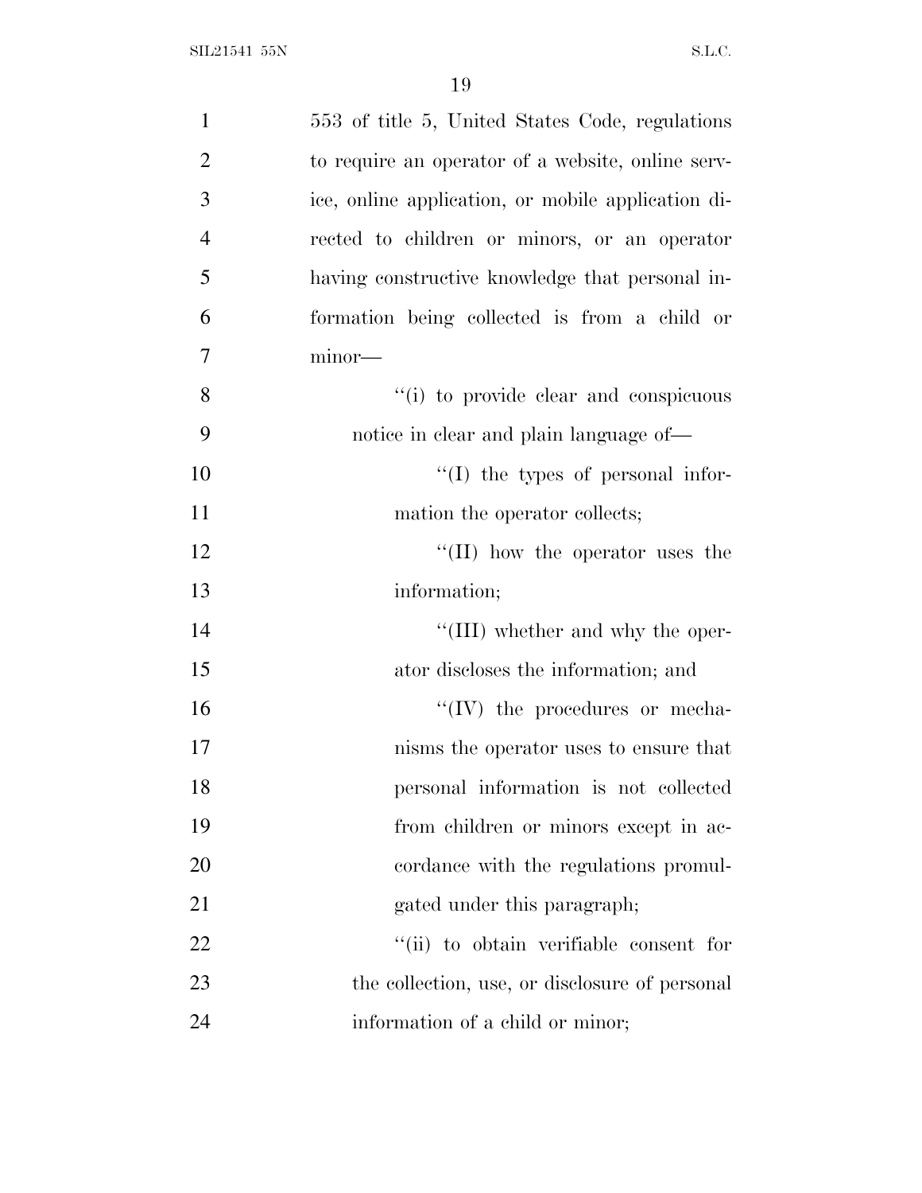553 of title 5, United States Code, regulations to require an operator of a website, online service, online application, or mobile application directed to children or minors, or an operator having constructive knowledge that personal information being collected is from a child or minor—

''(i) to provide clear and conspicuous notice in clear and plain language of—

''(I) the types of personal information the operator collects;

''(II) how the operator uses the information;

''(III) whether and why the operator discloses the information; and

''(IV) the procedures or mechanisms the operator uses to ensure that personal information is not collected from children or minors except in accordance with the regulations promulgated under this paragraph;

''(ii) to obtain verifiable consent for the collection, use, or disclosure of personal information of a child or minor;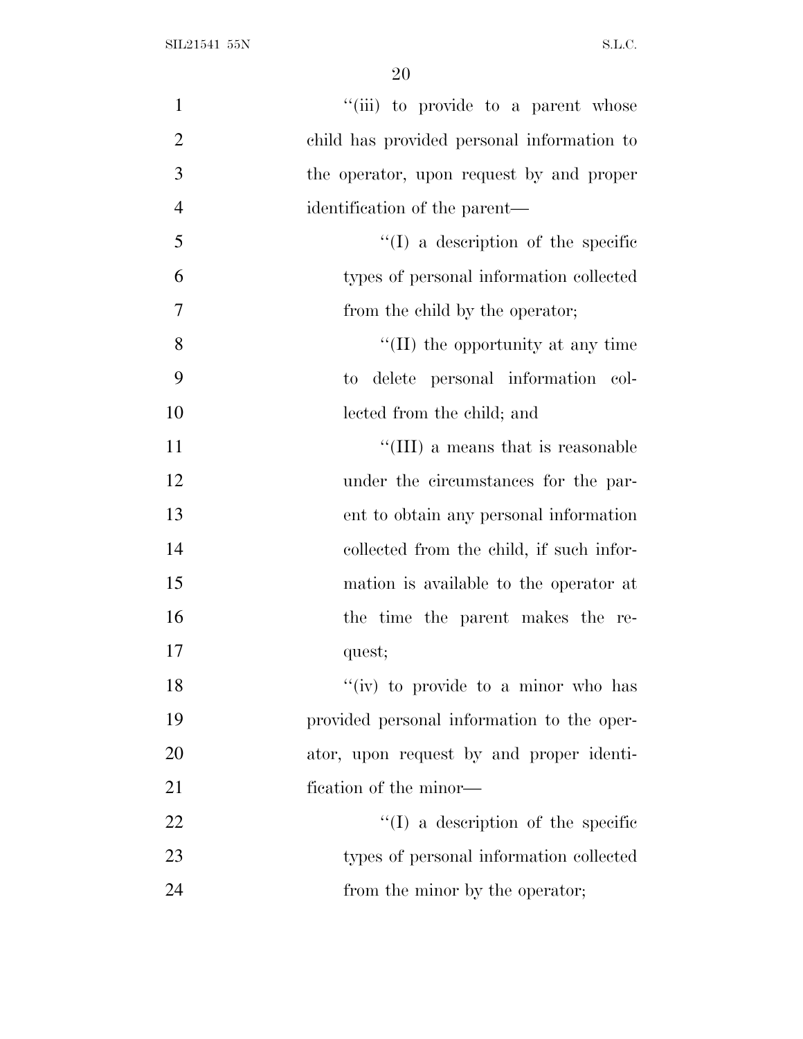''(iii) to provide to a parent whose child has provided personal information to the operator, upon request by and proper identification of the parent—

''(I) a description of the specific types of personal information collected from the child by the operator;

''(II) the opportunity at any time to delete personal information collected from the child; and

''(III) a means that is reasonable under the circumstances for the parent to obtain any personal information collected from the child, if such information is available to the operator at the time the parent makes the request;

''(iv) to provide to a minor who has provided personal information to the operator, upon request by and proper identification of the minor—

''(I) a description of the specific types of personal information collected from the minor by the operator;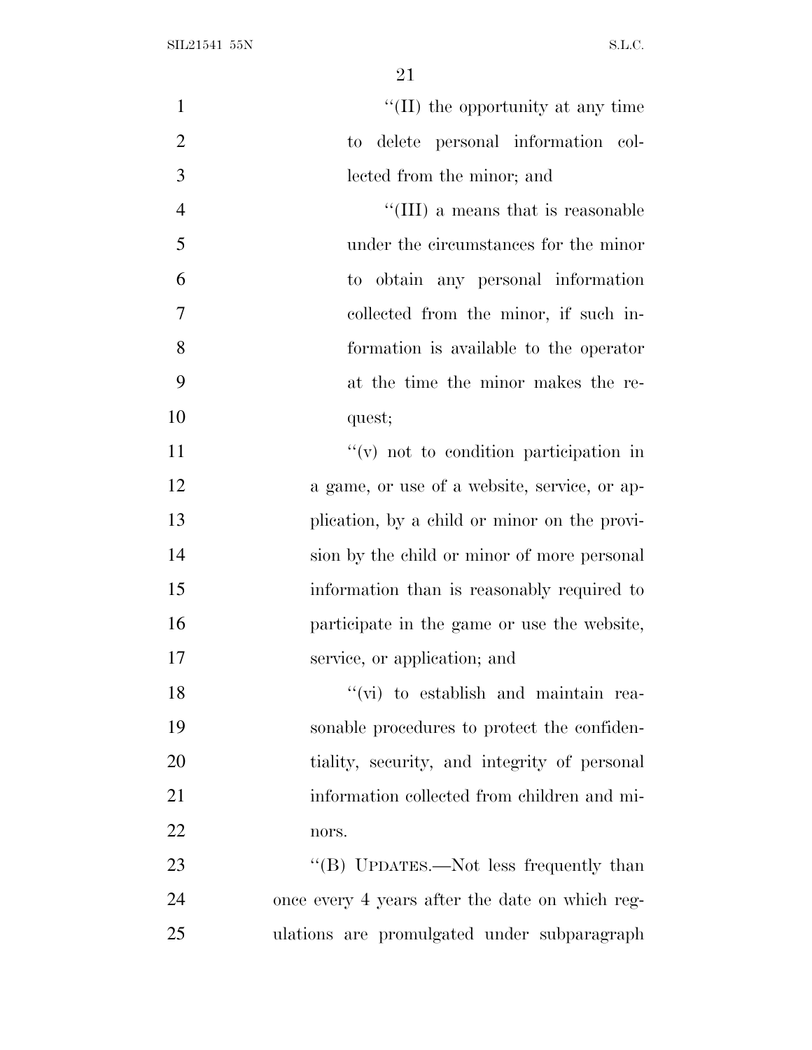"(II) the opportunity at any time to delete personal information collected from the minor; and

"(III) a means that is reasonable under the circumstances for the minor to obtain any personal information collected from the minor, if such information is available to the operator at the time the minor makes the request;

"(v) not to condition participation in a game, or use of a website, service, or application, by a child or minor on the provision by the child or minor of more personal information than is reasonably required to participate in the game or use the website, service, or application; and

"(vi) to establish and maintain reasonable procedures to protect the confidentiality, security, and integrity of personal information collected from children and minors.

"(B) UPDATES.—Not less frequently than once every 4 years after the date on which regulations are promulgated under subparagraph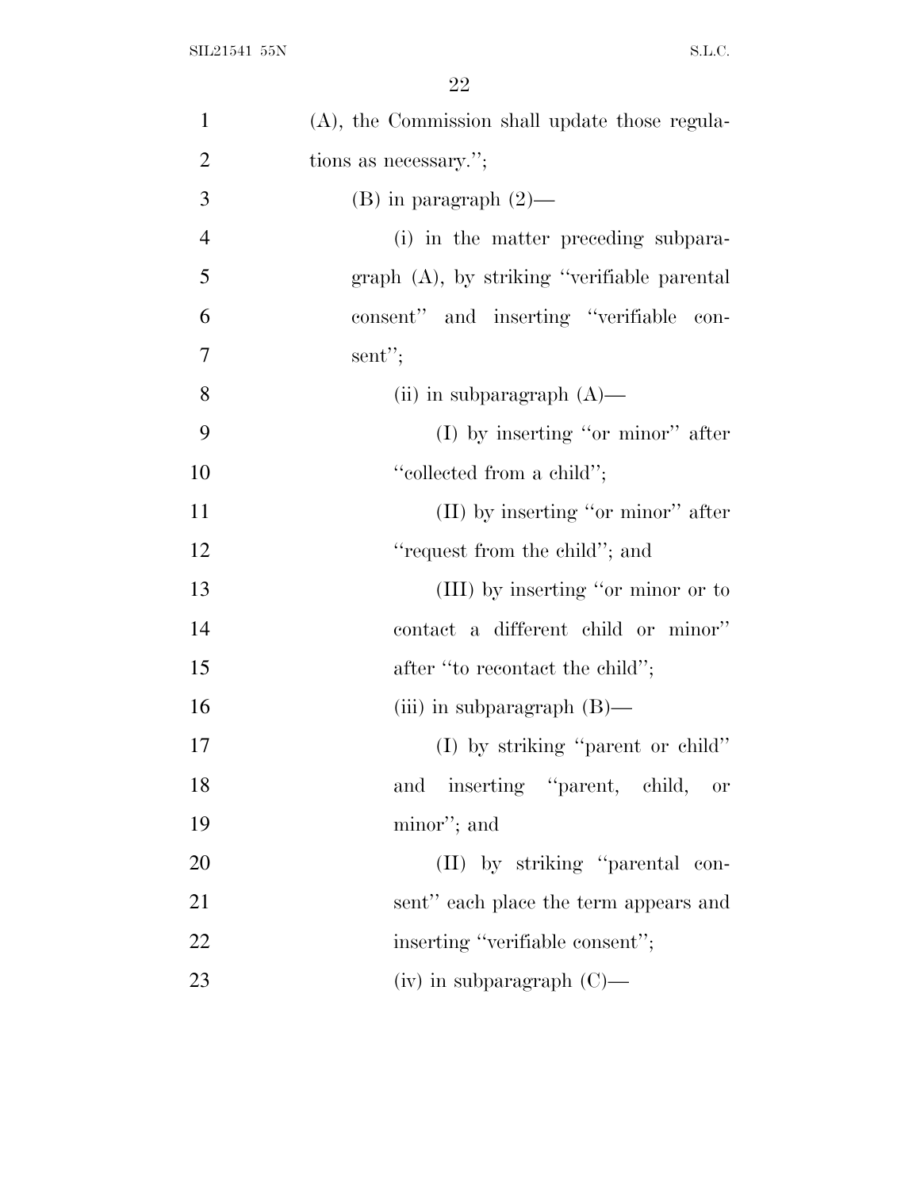(A), the Commission shall update those regulations as necessary.'';

(B) in paragraph (2)—

(i) in the matter preceding subparagraph (A), by striking ''verifiable parental consent'' and inserting ''verifiable consent'';

(ii) in subparagraph (A)—

(I) by inserting ''or minor'' after ''collected from a child'';

(II) by inserting ''or minor'' after ''request from the child''; and

(III) by inserting ''or minor or to contact a different child or minor'' after ''to recontact the child'';

(iii) in subparagraph (B)—

(I) by striking ''parent or child'' and inserting ''parent, child, or minor''; and

(II) by striking ''parental consent'' each place the term appears and inserting ''verifiable consent'';

(iv) in subparagraph (C)—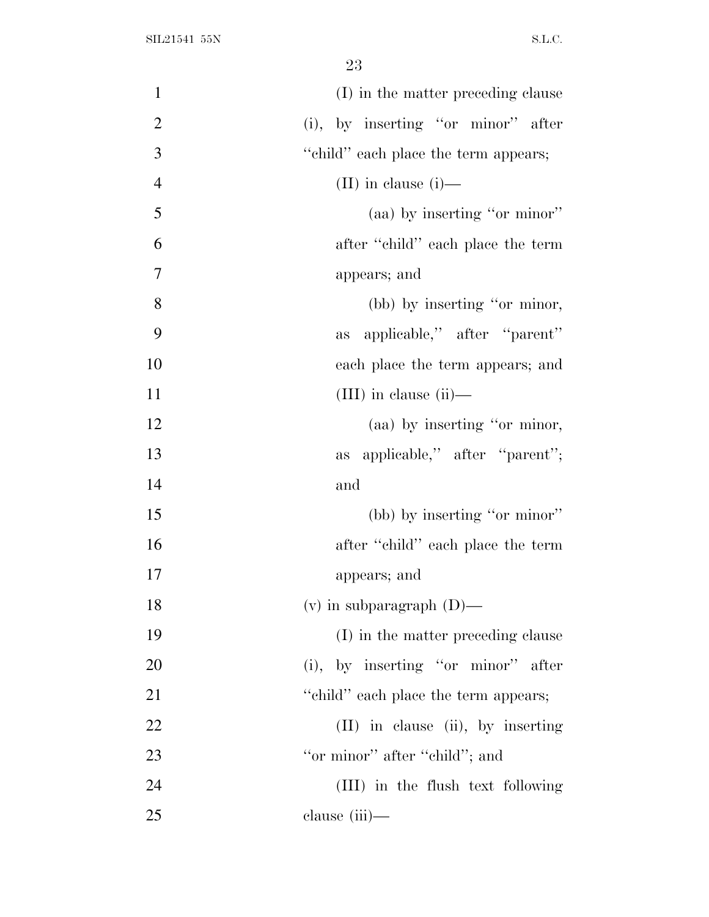(I) in the matter preceding clause (i), by inserting ''or minor'' after ''child'' each place the term appears;

(II) in clause (i)—

(aa) by inserting ''or minor'' after ''child'' each place the term appears; and

(bb) by inserting ''or minor, as applicable,'' after ''parent'' each place the term appears; and

(III) in clause (ii)—

(aa) by inserting ''or minor, as applicable,'' after ''parent''; and

(bb) by inserting ''or minor'' after ''child'' each place the term appears; and

(v) in subparagraph (D)—

(I) in the matter preceding clause (i), by inserting ''or minor'' after ''child'' each place the term appears;

(II) in clause (ii), by inserting ''or minor'' after ''child''; and

(III) in the flush text following clause (iii)—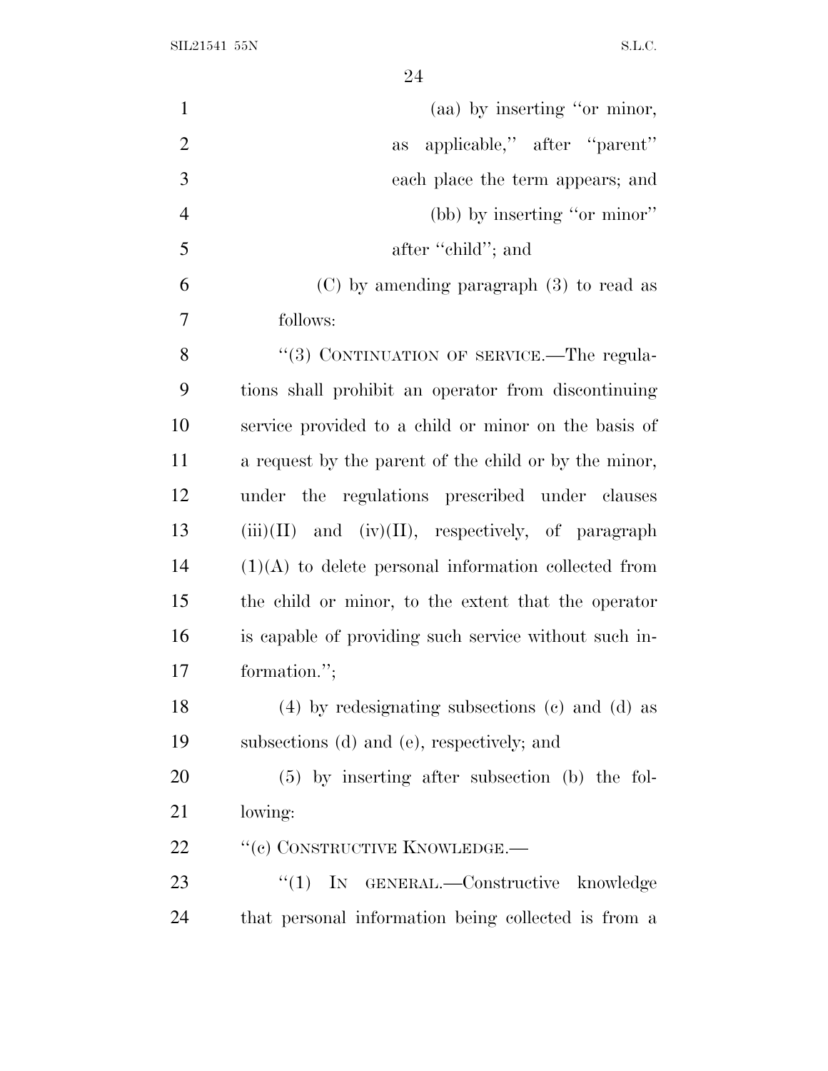(aa) by inserting "or minor, as applicable," after "parent" each place the term appears; and

(bb) by inserting "or minor" after "child"; and

(C) by amending paragraph (3) to read as follows:

"(3) CONTINUATION OF SERVICE.—The regulations shall prohibit an operator from discontinuing service provided to a child or minor on the basis of a request by the parent of the child or by the minor, under the regulations prescribed under clauses (iii)(II) and (iv)(II), respectively, of paragraph (1)(A) to delete personal information collected from the child or minor, to the extent that the operator is capable of providing such service without such information.";

(4) by redesignating subsections (c) and (d) as subsections (d) and (e), respectively; and

(5) by inserting after subsection (b) the following:

"(c) CONSTRUCTIVE KNOWLEDGE.—

"(1) IN GENERAL.—Constructive knowledge that personal information being collected is from a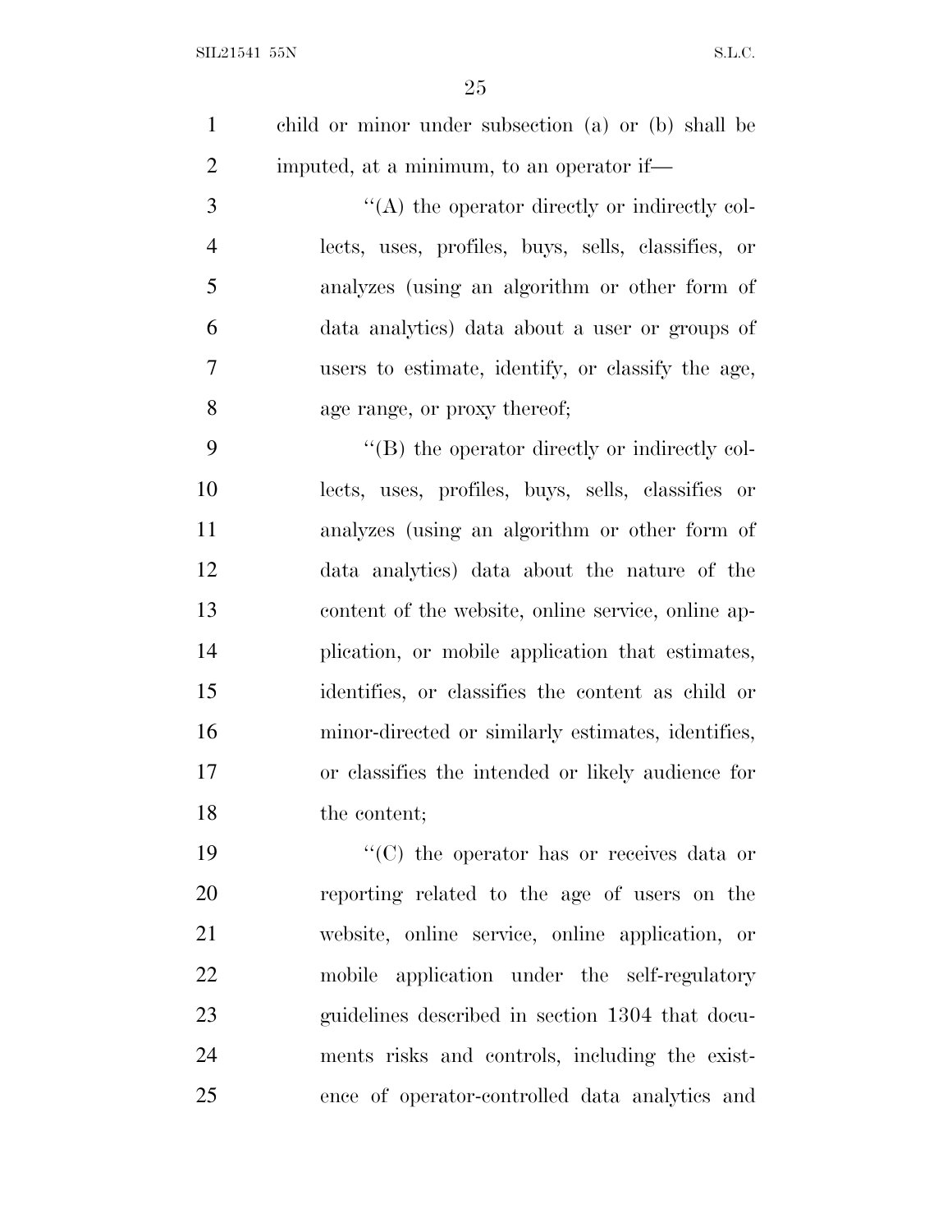child or minor under subsection (a) or (b) shall be imputed, at a minimum, to an operator if—

''(A) the operator directly or indirectly collects, uses, profiles, buys, sells, classifies, or analyzes (using an algorithm or other form of data analytics) data about a user or groups of users to estimate, identify, or classify the age, age range, or proxy thereof;

''(B) the operator directly or indirectly collects, uses, profiles, buys, sells, classifies or analyzes (using an algorithm or other form of data analytics) data about the nature of the content of the website, online service, online application, or mobile application that estimates, identifies, or classifies the content as child or minor-directed or similarly estimates, identifies, or classifies the intended or likely audience for the content;

''(C) the operator has or receives data or reporting related to the age of users on the website, online service, online application, or mobile application under the self-regulatory guidelines described in section 1304 that documents risks and controls, including the existence of operator-controlled data analytics and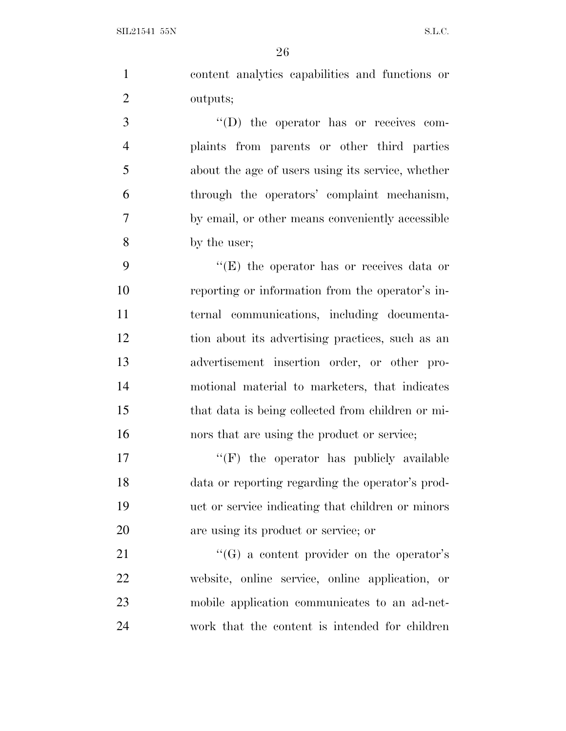content analytics capabilities and functions or outputs;

''(D) the operator has or receives complaints from parents or other third parties about the age of users using its service, whether through the operators' complaint mechanism, by email, or other means conveniently accessible by the user;

''(E) the operator has or receives data or reporting or information from the operator's internal communications, including documentation about its advertising practices, such as an advertisement insertion order, or other promotional material to marketers, that indicates that data is being collected from children or minors that are using the product or service;

''(F) the operator has publicly available data or reporting regarding the operator's product or service indicating that children or minors are using its product or service; or

''(G) a content provider on the operator's website, online service, online application, or mobile application communicates to an ad-network that the content is intended for children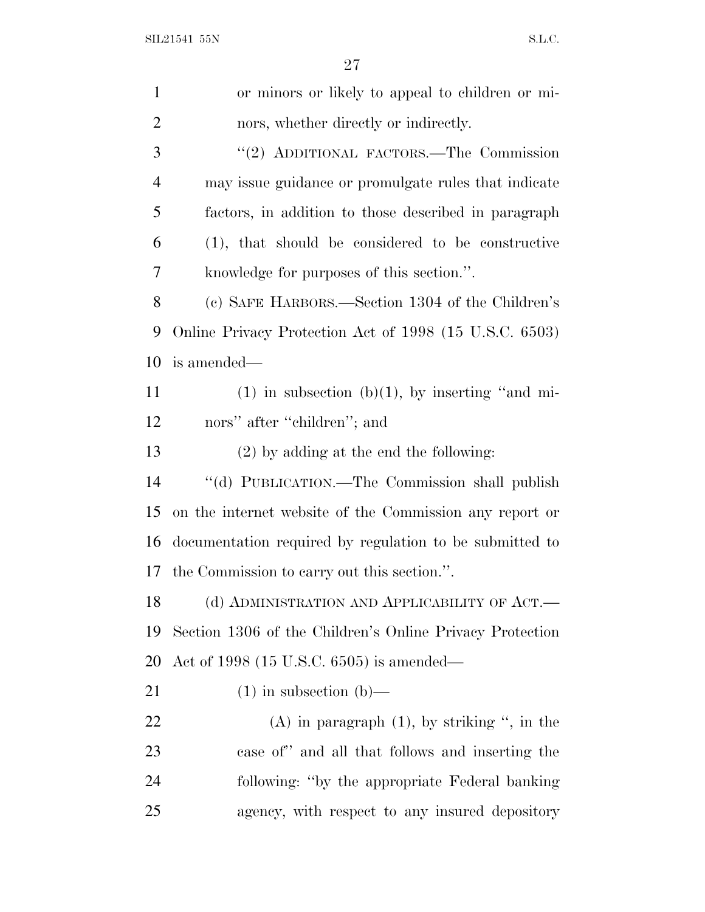or minors or likely to appeal to children or minors, whether directly or indirectly.

"(2) ADDITIONAL FACTORS.—The Commission may issue guidance or promulgate rules that indicate factors, in addition to those described in paragraph (1), that should be considered to be constructive knowledge for purposes of this section.".

(c) SAFE HARBORS.—Section 1304 of the Children's Online Privacy Protection Act of 1998 (15 U.S.C. 6503) is amended—

(1) in subsection (b)(1), by inserting "and minors" after "children"; and

(2) by adding at the end the following:

"(d) PUBLICATION.—The Commission shall publish on the internet website of the Commission any report or documentation required by regulation to be submitted to the Commission to carry out this section.".

(d) ADMINISTRATION AND APPLICABILITY OF ACT.—Section 1306 of the Children's Online Privacy Protection Act of 1998 (15 U.S.C. 6505) is amended—

(1) in subsection (b)—

(A) in paragraph (1), by striking ", in the case of" and all that follows and inserting the following: "by the appropriate Federal banking agency, with respect to any insured depository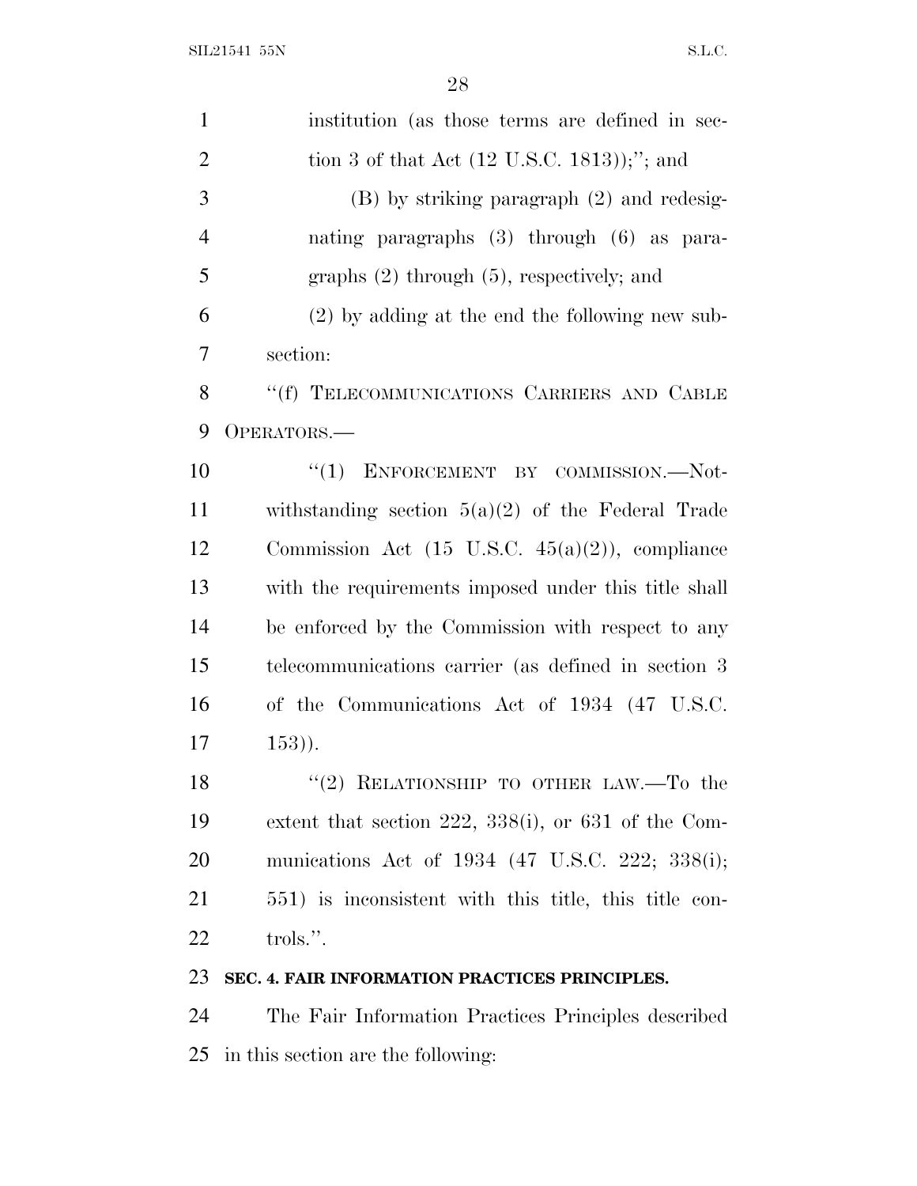institution (as those terms are defined in section 3 of that Act (12 U.S.C. 1813));''; and

(B) by striking paragraph (2) and redesignating paragraphs (3) through (6) as paragraphs (2) through (5), respectively; and

(2) by adding at the end the following new subsection:

''(f) TELECOMMUNICATIONS CARRIERS AND CABLE OPERATORS.—

''(1) ENFORCEMENT BY COMMISSION.—Notwithstanding section 5(a)(2) of the Federal Trade Commission Act (15 U.S.C. 45(a)(2)), compliance with the requirements imposed under this title shall be enforced by the Commission with respect to any telecommunications carrier (as defined in section 3 of the Communications Act of 1934 (47 U.S.C. 153)).

''(2) RELATIONSHIP TO OTHER LAW.—To the extent that section 222, 338(i), or 631 of the Communications Act of 1934 (47 U.S.C. 222; 338(i); 551) is inconsistent with this title, this title controls.''.

**SEC. 4. FAIR INFORMATION PRACTICES PRINCIPLES.**

The Fair Information Practices Principles described in this section are the following: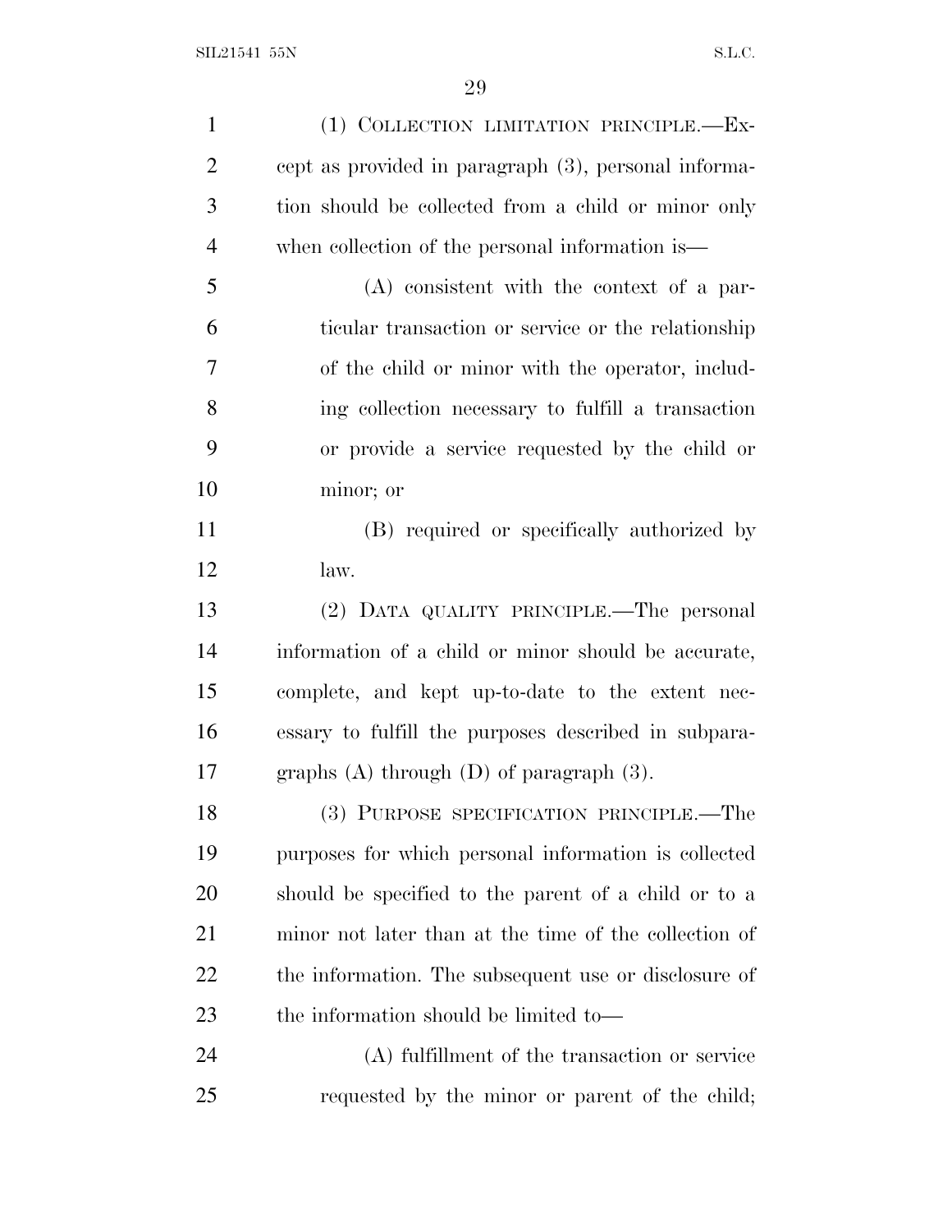(1) COLLECTION LIMITATION PRINCIPLE.—Except as provided in paragraph (3), personal information should be collected from a child or minor only when collection of the personal information is—

(A) consistent with the context of a particular transaction or service or the relationship of the child or minor with the operator, including collection necessary to fulfill a transaction or provide a service requested by the child or minor; or

(B) required or specifically authorized by law.

(2) DATA QUALITY PRINCIPLE.—The personal information of a child or minor should be accurate, complete, and kept up-to-date to the extent necessary to fulfill the purposes described in subparagraphs (A) through (D) of paragraph (3).

(3) PURPOSE SPECIFICATION PRINCIPLE.—The purposes for which personal information is collected should be specified to the parent of a child or to a minor not later than at the time of the collection of the information. The subsequent use or disclosure of the information should be limited to—

(A) fulfillment of the transaction or service requested by the minor or parent of the child;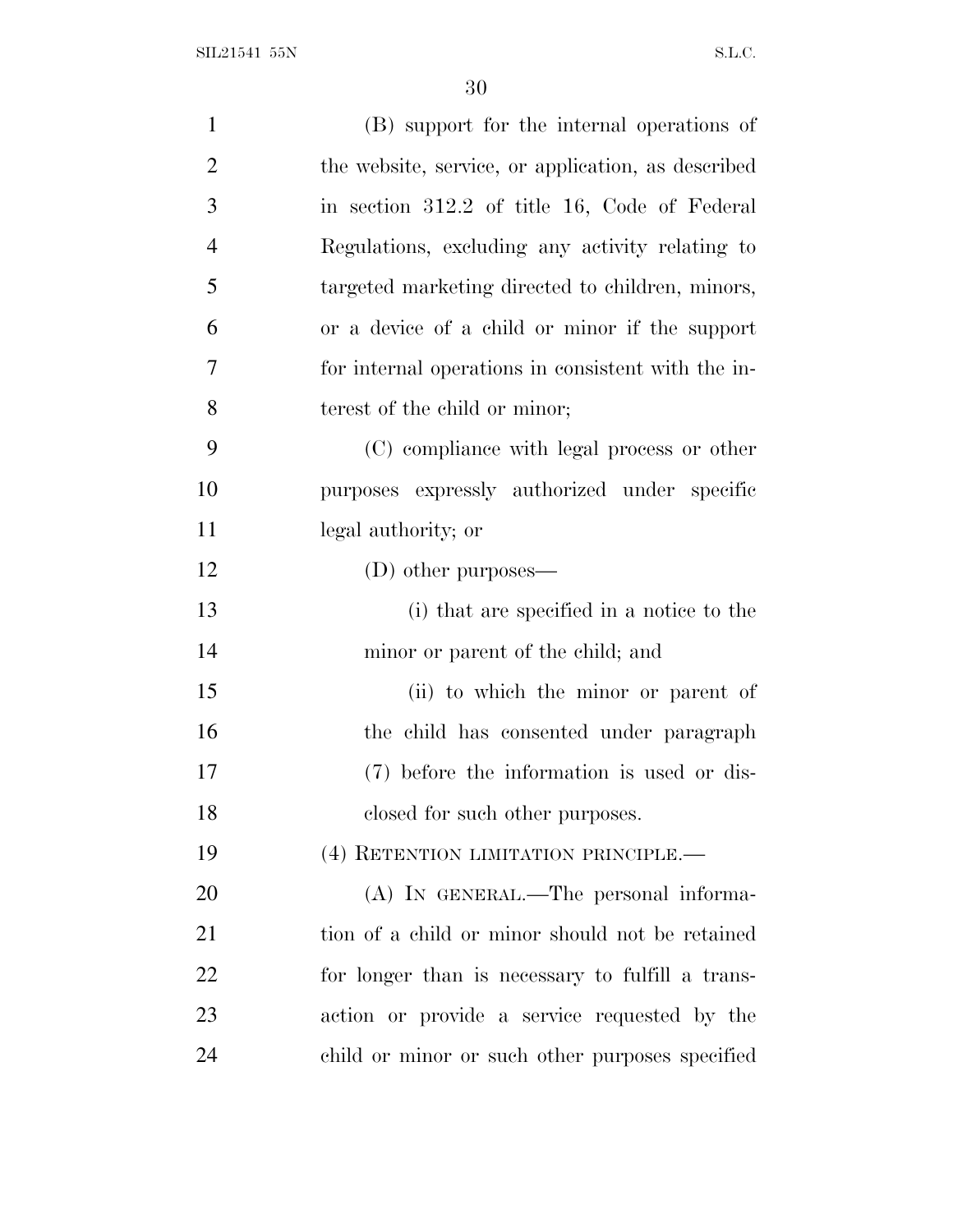(B) support for the internal operations of the website, service, or application, as described in section 312.2 of title 16, Code of Federal Regulations, excluding any activity relating to targeted marketing directed to children, minors, or a device of a child or minor if the support for internal operations in consistent with the interest of the child or minor;

(C) compliance with legal process or other purposes expressly authorized under specific legal authority; or

(D) other purposes—

(i) that are specified in a notice to the minor or parent of the child; and

(ii) to which the minor or parent of the child has consented under paragraph (7) before the information is used or disclosed for such other purposes.

(4) RETENTION LIMITATION PRINCIPLE.—

(A) IN GENERAL.—The personal information of a child or minor should not be retained for longer than is necessary to fulfill a transaction or provide a service requested by the child or minor or such other purposes specified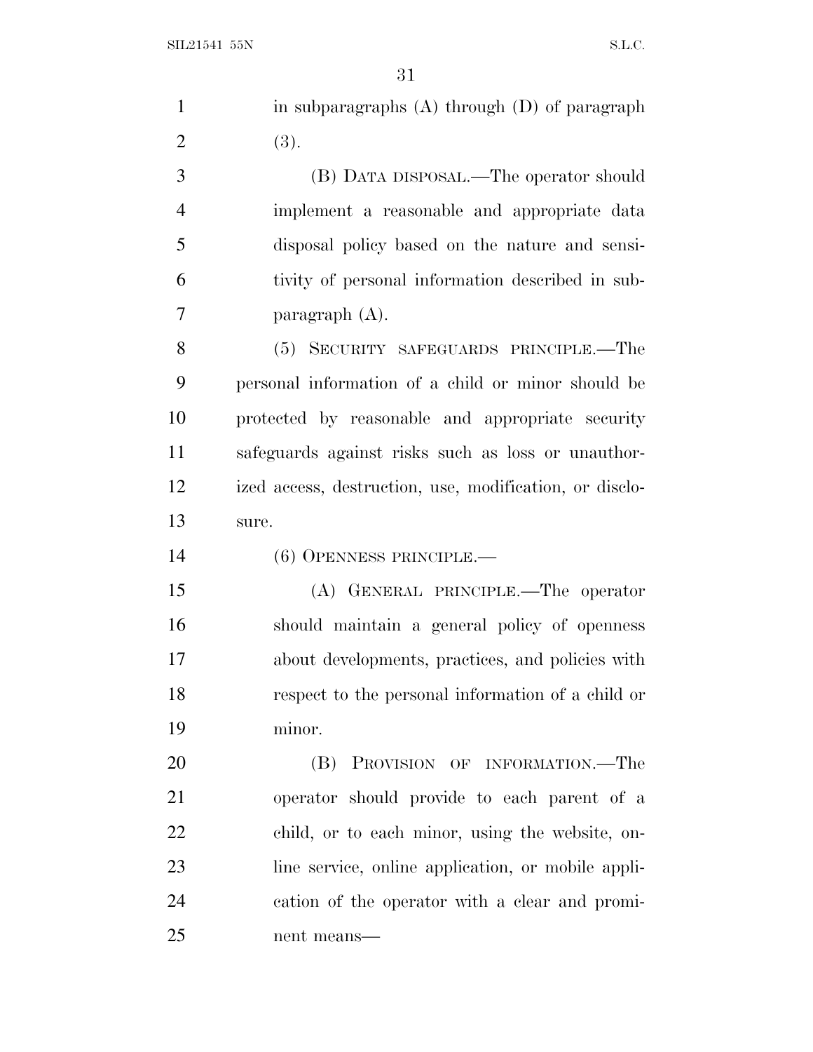in subparagraphs (A) through (D) of paragraph (3).

(B) DATA DISPOSAL.—The operator should implement a reasonable and appropriate data disposal policy based on the nature and sensitivity of personal information described in subparagraph (A).

(5) SECURITY SAFEGUARDS PRINCIPLE.—The personal information of a child or minor should be protected by reasonable and appropriate security safeguards against risks such as loss or unauthorized access, destruction, use, modification, or disclosure.

(6) OPENNESS PRINCIPLE.—

(A) GENERAL PRINCIPLE.—The operator should maintain a general policy of openness about developments, practices, and policies with respect to the personal information of a child or minor.

(B) PROVISION OF INFORMATION.—The operator should provide to each parent of a child, or to each minor, using the website, online service, online application, or mobile application of the operator with a clear and prominent means—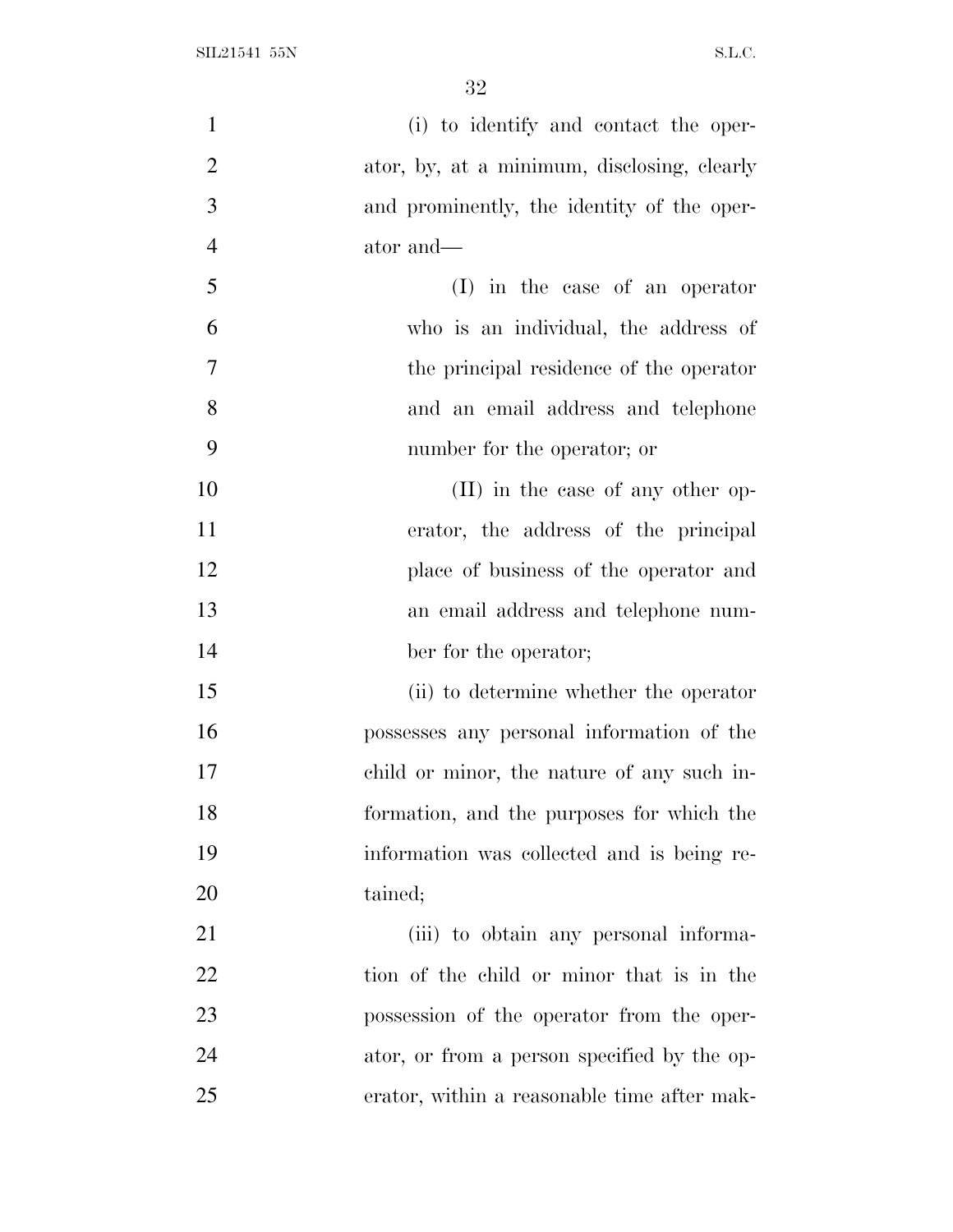(i) to identify and contact the operator, by, at a minimum, disclosing, clearly and prominently, the identity of the operator and—

(I) in the case of an operator who is an individual, the address of the principal residence of the operator and an email address and telephone number for the operator; or

(II) in the case of any other operator, the address of the principal place of business of the operator and an email address and telephone number for the operator;

(ii) to determine whether the operator possesses any personal information of the child or minor, the nature of any such information, and the purposes for which the information was collected and is being retained;

(iii) to obtain any personal information of the child or minor that is in the possession of the operator from the operator, or from a person specified by the operator, within a reasonable time after mak-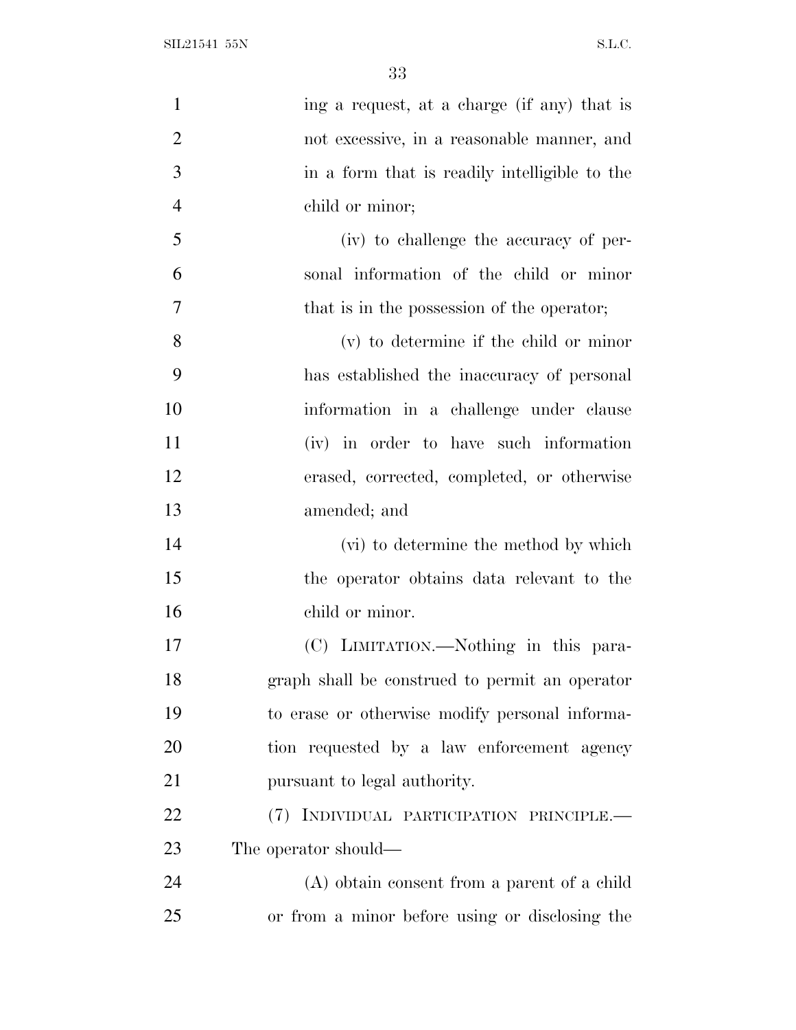ing a request, at a charge (if any) that is not excessive, in a reasonable manner, and in a form that is readily intelligible to the child or minor;

(iv) to challenge the accuracy of personal information of the child or minor that is in the possession of the operator;

(v) to determine if the child or minor has established the inaccuracy of personal information in a challenge under clause (iv) in order to have such information erased, corrected, completed, or otherwise amended; and

(vi) to determine the method by which the operator obtains data relevant to the child or minor.

(C) LIMITATION.—Nothing in this paragraph shall be construed to permit an operator to erase or otherwise modify personal information requested by a law enforcement agency pursuant to legal authority.

(7) INDIVIDUAL PARTICIPATION PRINCIPLE.—The operator should—

(A) obtain consent from a parent of a child or from a minor before using or disclosing the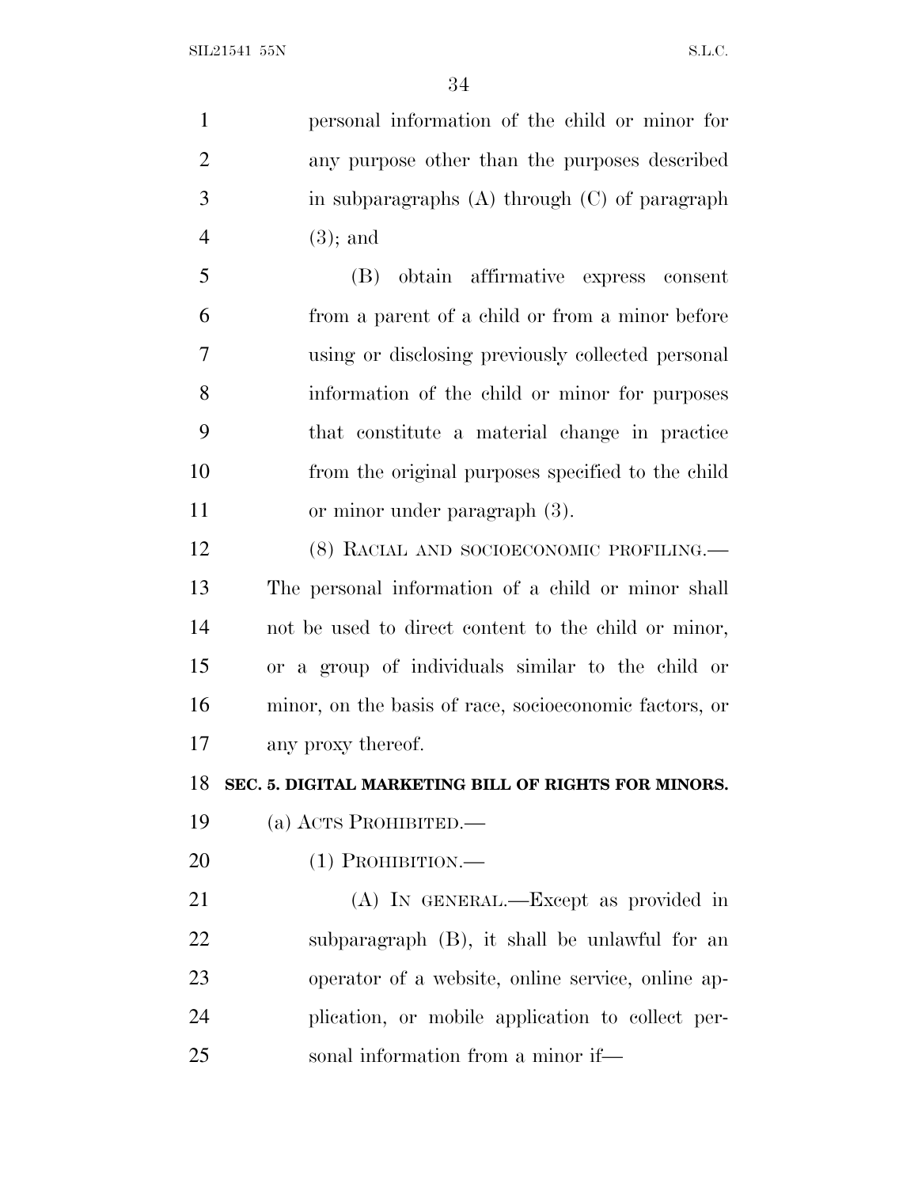personal information of the child or minor for any purpose other than the purposes described in subparagraphs (A) through (C) of paragraph (3); and

(B) obtain affirmative express consent from a parent of a child or from a minor before using or disclosing previously collected personal information of the child or minor for purposes that constitute a material change in practice from the original purposes specified to the child or minor under paragraph (3).

(8) RACIAL AND SOCIOECONOMIC PROFILING.—The personal information of a child or minor shall not be used to direct content to the child or minor, or a group of individuals similar to the child or minor, on the basis of race, socioeconomic factors, or any proxy thereof.

**SEC. 5. DIGITAL MARKETING BILL OF RIGHTS FOR MINORS.**

(a) ACTS PROHIBITED.—

(1) PROHIBITION.—

(A) IN GENERAL.—Except as provided in subparagraph (B), it shall be unlawful for an operator of a website, online service, online application, or mobile application to collect personal information from a minor if—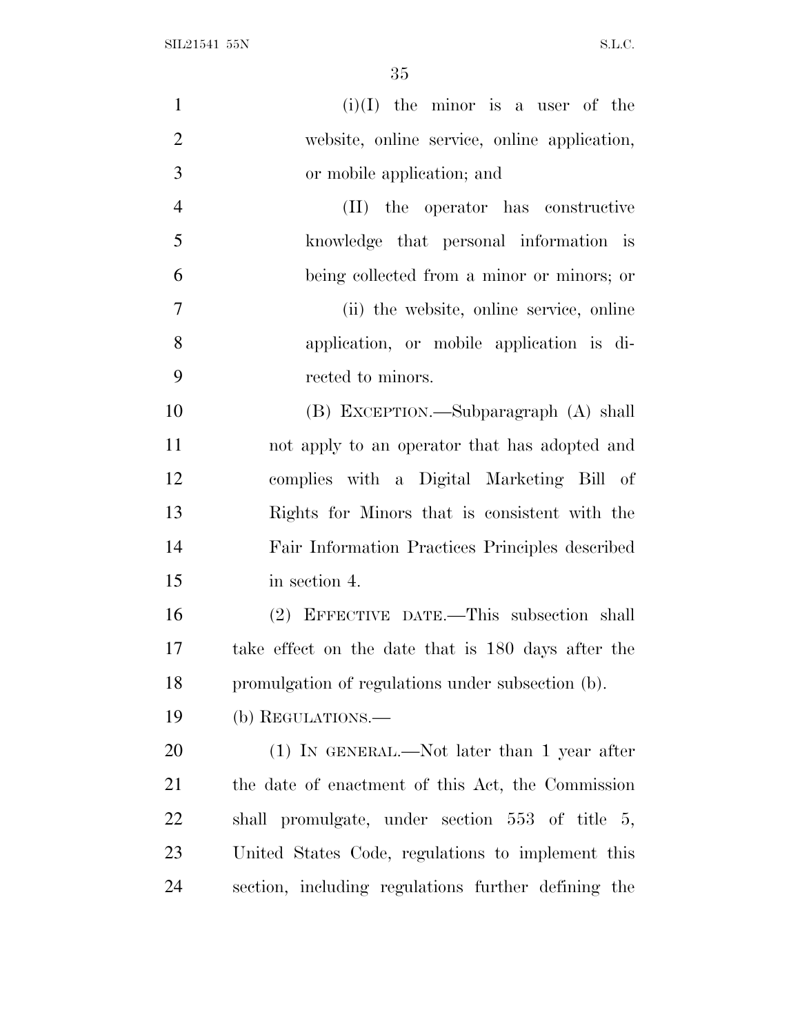(i)(I) the minor is a user of the website, online service, online application, or mobile application; and

(II) the operator has constructive knowledge that personal information is being collected from a minor or minors; or

(ii) the website, online service, online application, or mobile application is directed to minors.

(B) EXCEPTION.—Subparagraph (A) shall not apply to an operator that has adopted and complies with a Digital Marketing Bill of Rights for Minors that is consistent with the Fair Information Practices Principles described in section 4.

(2) EFFECTIVE DATE.—This subsection shall take effect on the date that is 180 days after the promulgation of regulations under subsection (b).

(b) REGULATIONS.—

(1) IN GENERAL.—Not later than 1 year after the date of enactment of this Act, the Commission shall promulgate, under section 553 of title 5, United States Code, regulations to implement this section, including regulations further defining the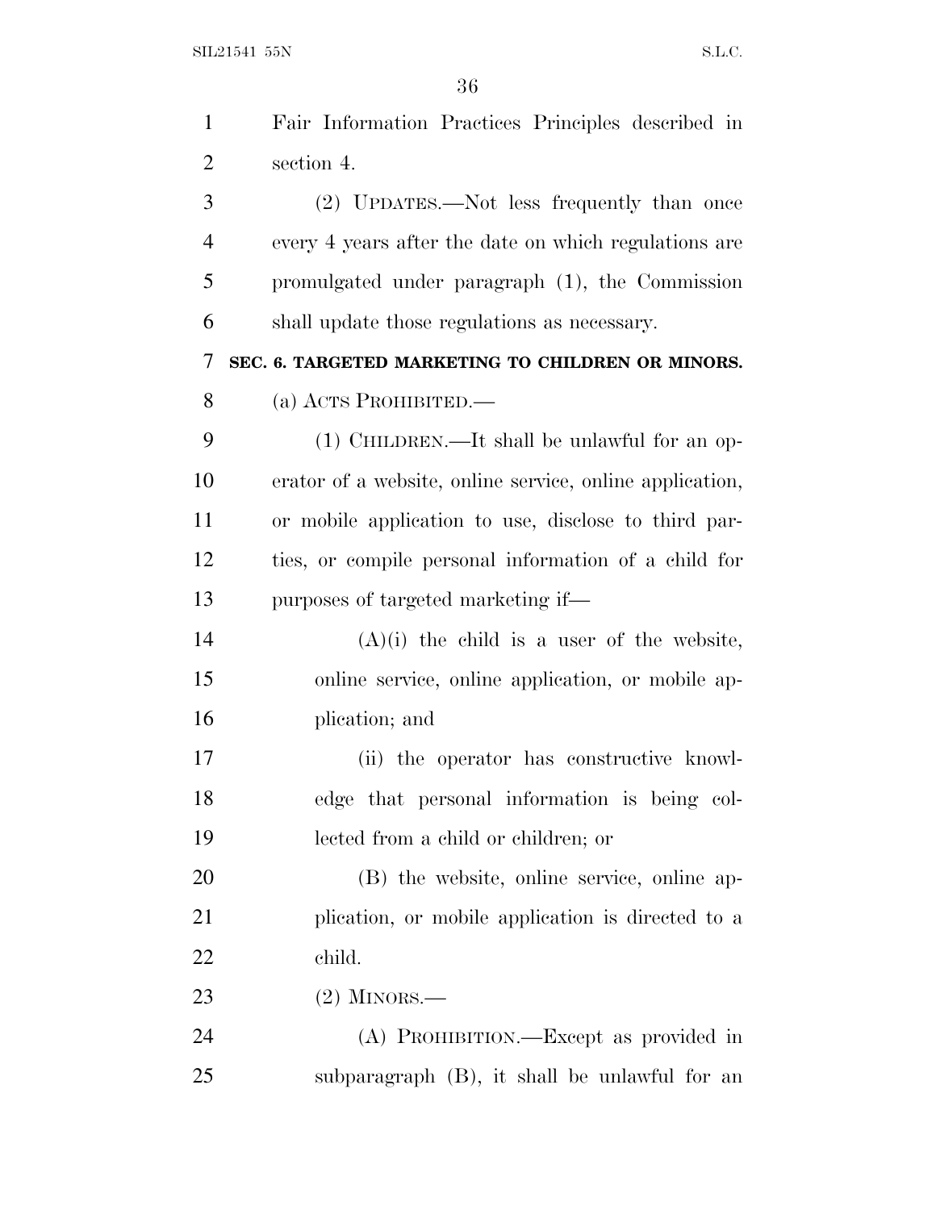Fair Information Practices Principles described in section 4.

(2) UPDATES.—Not less frequently than once every 4 years after the date on which regulations are promulgated under paragraph (1), the Commission shall update those regulations as necessary.

**SEC. 6. TARGETED MARKETING TO CHILDREN OR MINORS.**

(a) ACTS PROHIBITED.—

(1) CHILDREN.—It shall be unlawful for an operator of a website, online service, online application, or mobile application to use, disclose to third parties, or compile personal information of a child for purposes of targeted marketing if—

(A)(i) the child is a user of the website, online service, online application, or mobile application; and

(ii) the operator has constructive knowledge that personal information is being collected from a child or children; or

(B) the website, online service, online application, or mobile application is directed to a child.

(2) MINORS.—

(A) PROHIBITION.—Except as provided in subparagraph (B), it shall be unlawful for an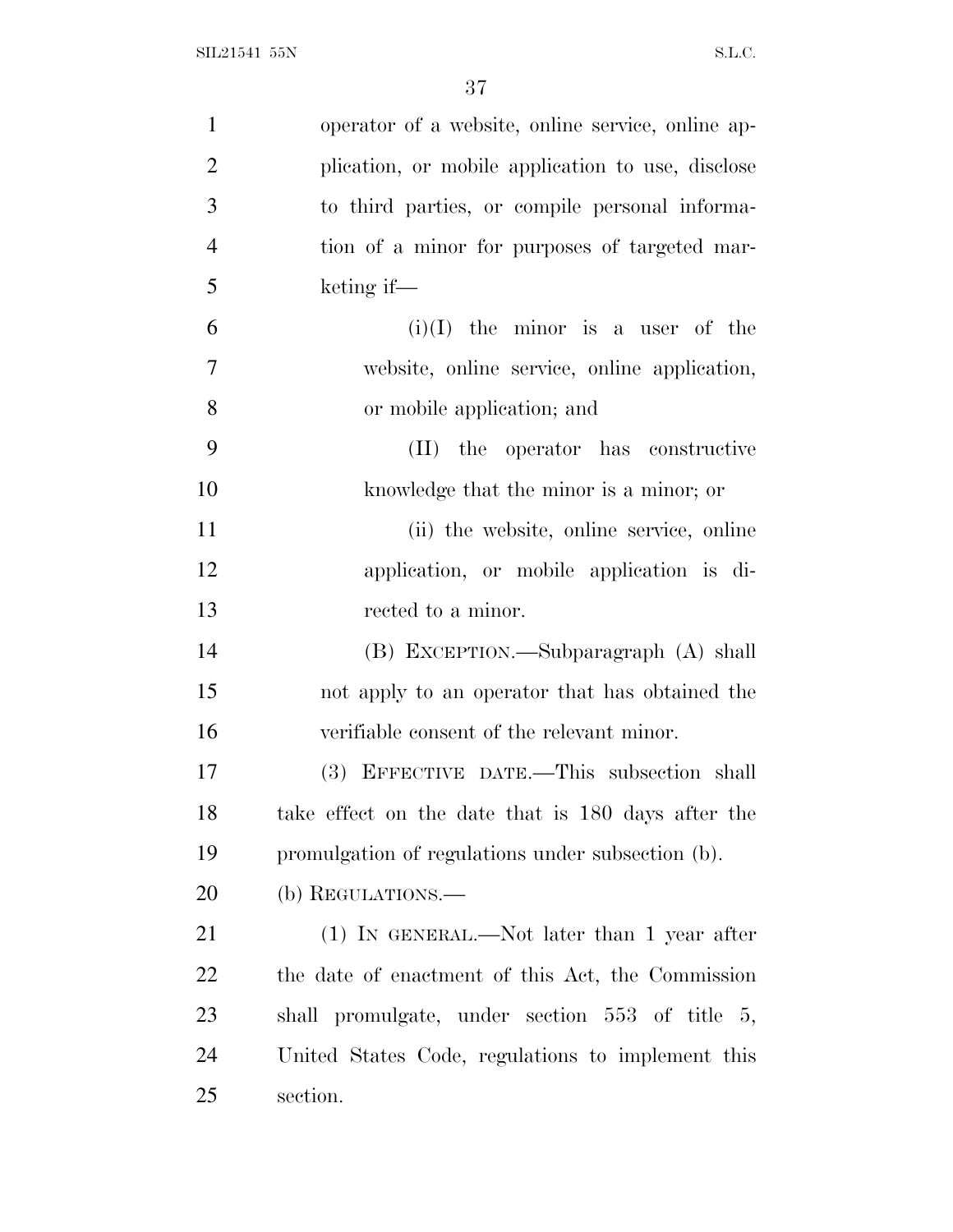operator of a website, online service, online application, or mobile application to use, disclose to third parties, or compile personal information of a minor for purposes of targeted marketing if—

(i)(I) the minor is a user of the website, online service, online application, or mobile application; and

(II) the operator has constructive knowledge that the minor is a minor; or

(ii) the website, online service, online application, or mobile application is directed to a minor.

(B) EXCEPTION.—Subparagraph (A) shall not apply to an operator that has obtained the verifiable consent of the relevant minor.

(3) EFFECTIVE DATE.—This subsection shall take effect on the date that is 180 days after the promulgation of regulations under subsection (b).

(b) REGULATIONS.—

(1) IN GENERAL.—Not later than 1 year after the date of enactment of this Act, the Commission shall promulgate, under section 553 of title 5, United States Code, regulations to implement this section.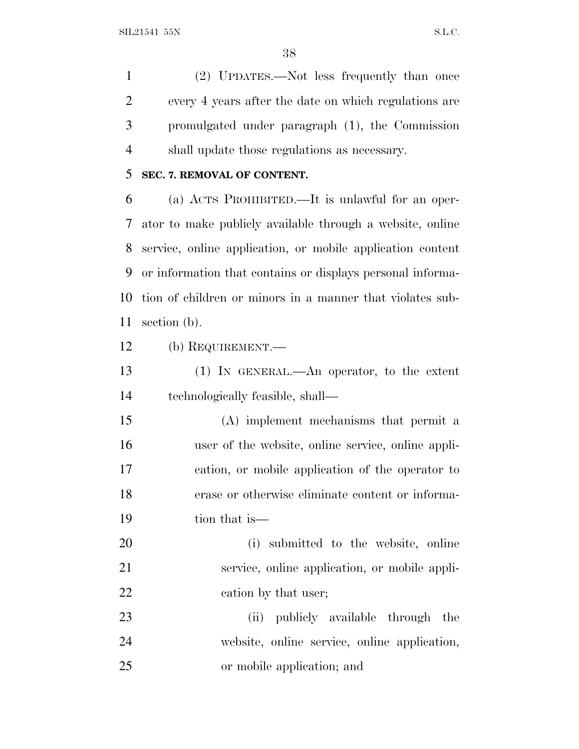(2) UPDATES.—Not less frequently than once every 4 years after the date on which regulations are promulgated under paragraph (1), the Commission shall update those regulations as necessary.

**SEC. 7. REMOVAL OF CONTENT.**

(a) ACTS PROHIBITED.—It is unlawful for an operator to make publicly available through a website, online service, online application, or mobile application content or information that contains or displays personal information of children or minors in a manner that violates subsection (b).

(b) REQUIREMENT.—

(1) IN GENERAL.—An operator, to the extent technologically feasible, shall—

(A) implement mechanisms that permit a user of the website, online service, online application, or mobile application of the operator to erase or otherwise eliminate content or information that is—

(i) submitted to the website, online service, online application, or mobile application by that user;

(ii) publicly available through the website, online service, online application, or mobile application; and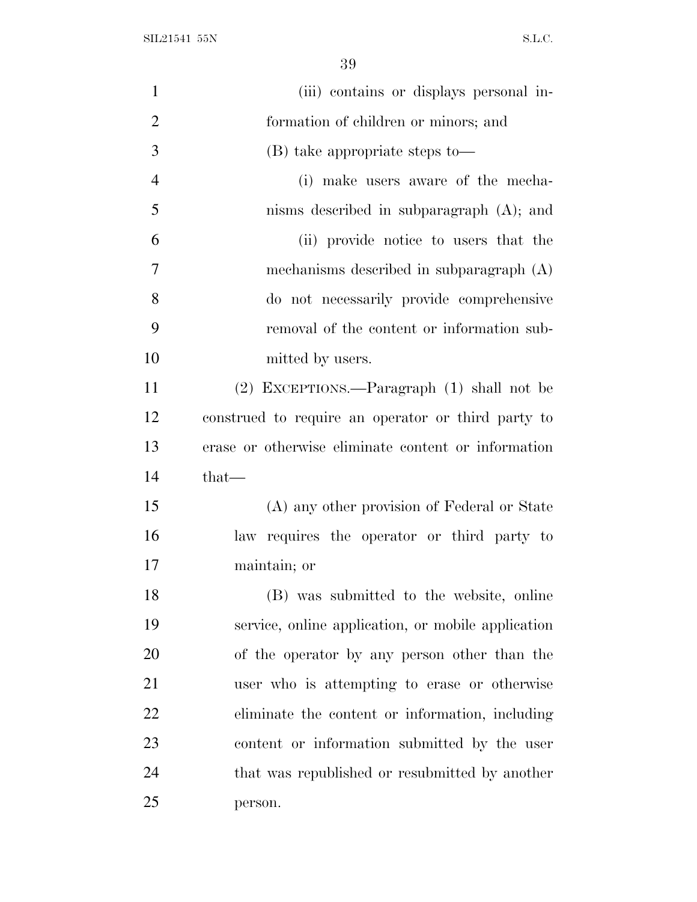(iii) contains or displays personal information of children or minors; and

(B) take appropriate steps to—

(i) make users aware of the mechanisms described in subparagraph (A); and

(ii) provide notice to users that the mechanisms described in subparagraph (A) do not necessarily provide comprehensive removal of the content or information submitted by users.

(2) EXCEPTIONS.—Paragraph (1) shall not be construed to require an operator or third party to erase or otherwise eliminate content or information that—

(A) any other provision of Federal or State law requires the operator or third party to maintain; or

(B) was submitted to the website, online service, online application, or mobile application of the operator by any person other than the user who is attempting to erase or otherwise eliminate the content or information, including content or information submitted by the user that was republished or resubmitted by another person.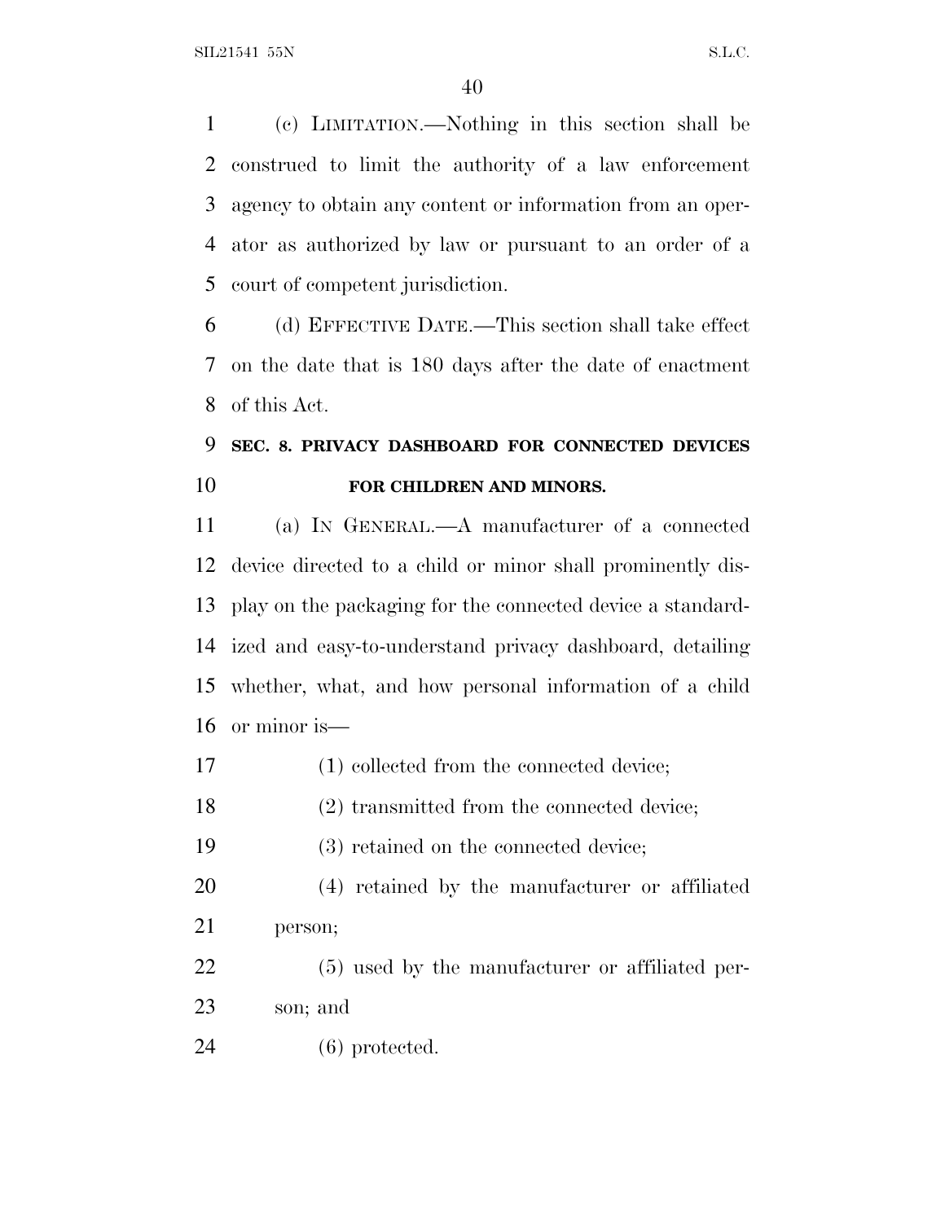(c) LIMITATION.—Nothing in this section shall be construed to limit the authority of a law enforcement agency to obtain any content or information from an operator as authorized by law or pursuant to an order of a court of competent jurisdiction.

(d) EFFECTIVE DATE.—This section shall take effect on the date that is 180 days after the date of enactment of this Act.

### SEC. 8. PRIVACY DASHBOARD FOR CONNECTED DEVICES FOR CHILDREN AND MINORS.

(a) IN GENERAL.—A manufacturer of a connected device directed to a child or minor shall prominently display on the packaging for the connected device a standardized and easy-to-understand privacy dashboard, detailing whether, what, and how personal information of a child or minor is—

(1) collected from the connected device;

(2) transmitted from the connected device;

(3) retained on the connected device;

(4) retained by the manufacturer or affiliated person;

(5) used by the manufacturer or affiliated person; and

(6) protected.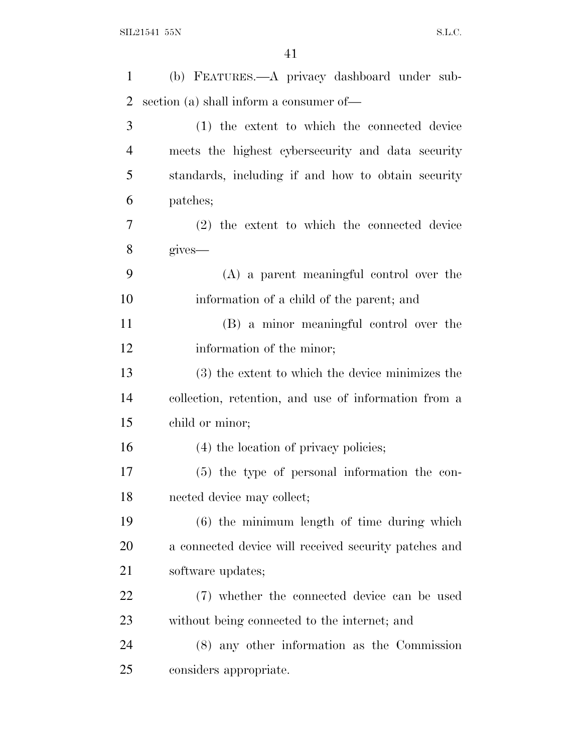(b) FEATURES.—A privacy dashboard under subsection (a) shall inform a consumer of—

(1) the extent to which the connected device meets the highest cybersecurity and data security standards, including if and how to obtain security patches;

(2) the extent to which the connected device gives—

(A) a parent meaningful control over the information of a child of the parent; and

(B) a minor meaningful control over the information of the minor;

(3) the extent to which the device minimizes the collection, retention, and use of information from a child or minor;

(4) the location of privacy policies;

(5) the type of personal information the connected device may collect;

(6) the minimum length of time during which a connected device will received security patches and software updates;

(7) whether the connected device can be used without being connected to the internet; and

(8) any other information as the Commission considers appropriate.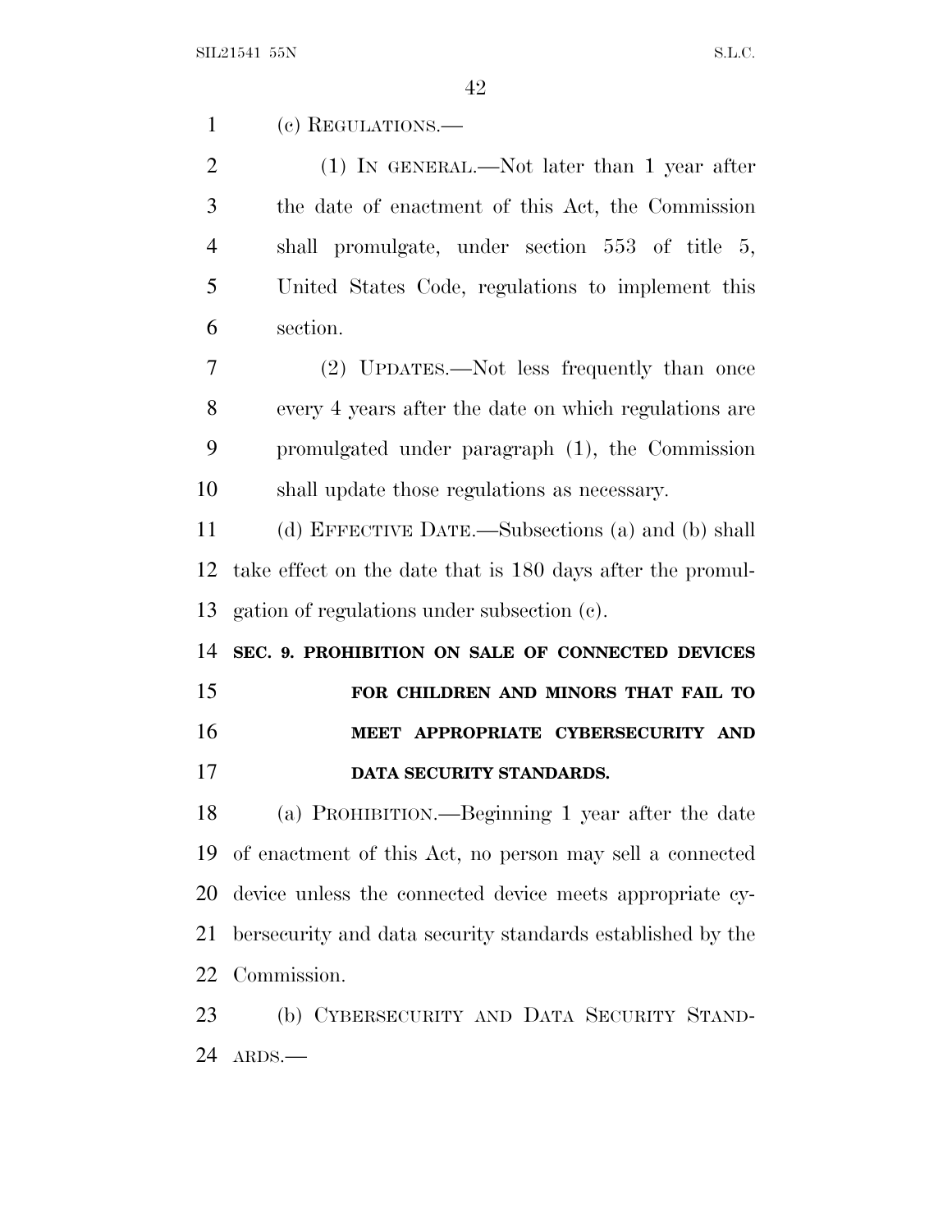(c) REGULATIONS.—

(1) IN GENERAL.—Not later than 1 year after the date of enactment of this Act, the Commission shall promulgate, under section 553 of title 5, United States Code, regulations to implement this section.

(2) UPDATES.—Not less frequently than once every 4 years after the date on which regulations are promulgated under paragraph (1), the Commission shall update those regulations as necessary.

(d) EFFECTIVE DATE.—Subsections (a) and (b) shall take effect on the date that is 180 days after the promulgation of regulations under subsection (c).

**SEC. 9. PROHIBITION ON SALE OF CONNECTED DEVICES FOR CHILDREN AND MINORS THAT FAIL TO MEET APPROPRIATE CYBERSECURITY AND DATA SECURITY STANDARDS.**

(a) PROHIBITION.—Beginning 1 year after the date of enactment of this Act, no person may sell a connected device unless the connected device meets appropriate cybersecurity and data security standards established by the Commission.

(b) CYBERSECURITY AND DATA SECURITY STANDARDS.—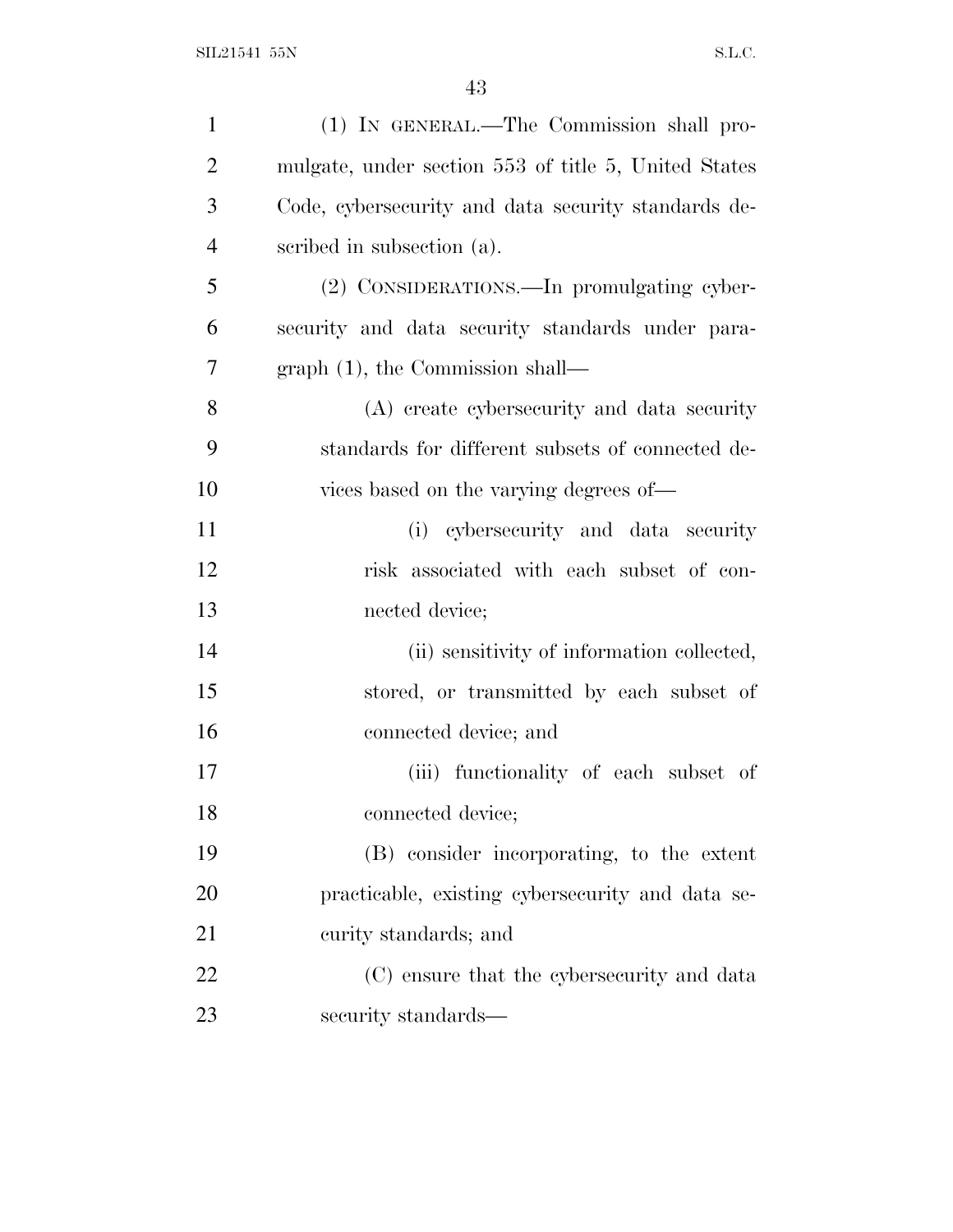(1) IN GENERAL.—The Commission shall promulgate, under section 553 of title 5, United States Code, cybersecurity and data security standards described in subsection (a).

(2) CONSIDERATIONS.—In promulgating cybersecurity and data security standards under paragraph (1), the Commission shall—

(A) create cybersecurity and data security standards for different subsets of connected devices based on the varying degrees of—

(i) cybersecurity and data security risk associated with each subset of connected device;

(ii) sensitivity of information collected, stored, or transmitted by each subset of connected device; and

(iii) functionality of each subset of connected device;

(B) consider incorporating, to the extent practicable, existing cybersecurity and data security standards; and

(C) ensure that the cybersecurity and data security standards—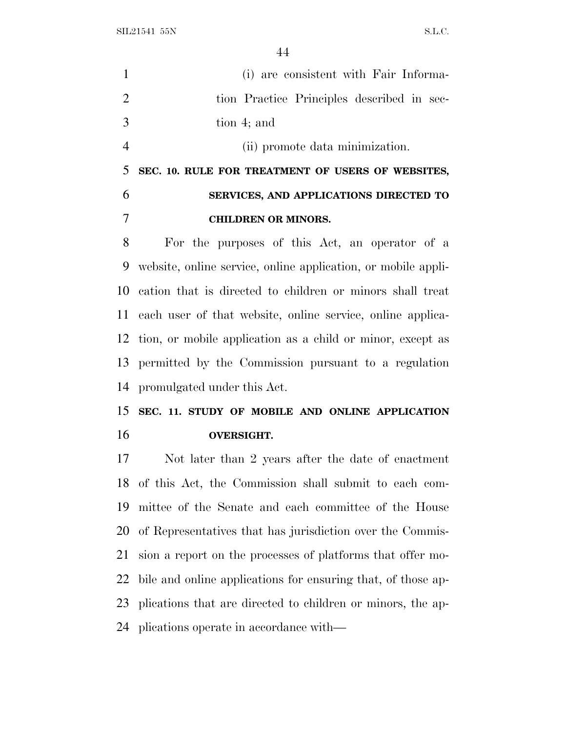(i) are consistent with Fair Information Practice Principles described in section 4; and

(ii) promote data minimization.

**SEC. 10. RULE FOR TREATMENT OF USERS OF WEBSITES, SERVICES, AND APPLICATIONS DIRECTED TO CHILDREN OR MINORS.**

For the purposes of this Act, an operator of a website, online service, online application, or mobile application that is directed to children or minors shall treat each user of that website, online service, online application, or mobile application as a child or minor, except as permitted by the Commission pursuant to a regulation promulgated under this Act.

**SEC. 11. STUDY OF MOBILE AND ONLINE APPLICATION OVERSIGHT.**

Not later than 2 years after the date of enactment of this Act, the Commission shall submit to each committee of the Senate and each committee of the House of Representatives that has jurisdiction over the Commission a report on the processes of platforms that offer mobile and online applications for ensuring that, of those applications that are directed to children or minors, the applications operate in accordance with—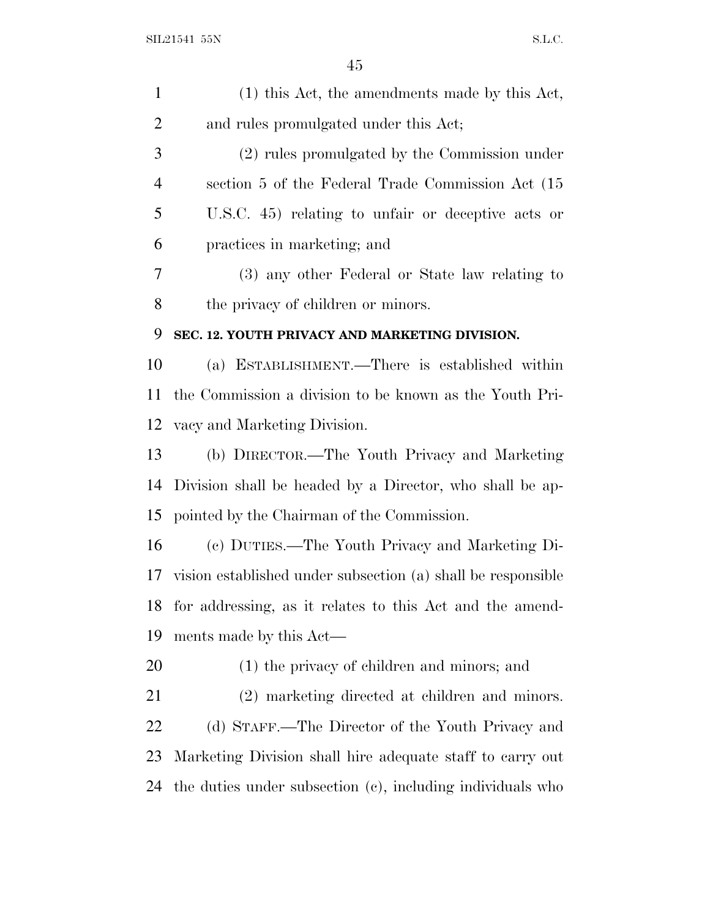(1) this Act, the amendments made by this Act, and rules promulgated under this Act;

(2) rules promulgated by the Commission under section 5 of the Federal Trade Commission Act (15 U.S.C. 45) relating to unfair or deceptive acts or practices in marketing; and

(3) any other Federal or State law relating to the privacy of children or minors.

**SEC. 12. YOUTH PRIVACY AND MARKETING DIVISION.**

(a) ESTABLISHMENT.—There is established within the Commission a division to be known as the Youth Privacy and Marketing Division.

(b) DIRECTOR.—The Youth Privacy and Marketing Division shall be headed by a Director, who shall be appointed by the Chairman of the Commission.

(c) DUTIES.—The Youth Privacy and Marketing Division established under subsection (a) shall be responsible for addressing, as it relates to this Act and the amendments made by this Act—

(1) the privacy of children and minors; and

(2) marketing directed at children and minors.

(d) STAFF.—The Director of the Youth Privacy and Marketing Division shall hire adequate staff to carry out the duties under subsection (c), including individuals who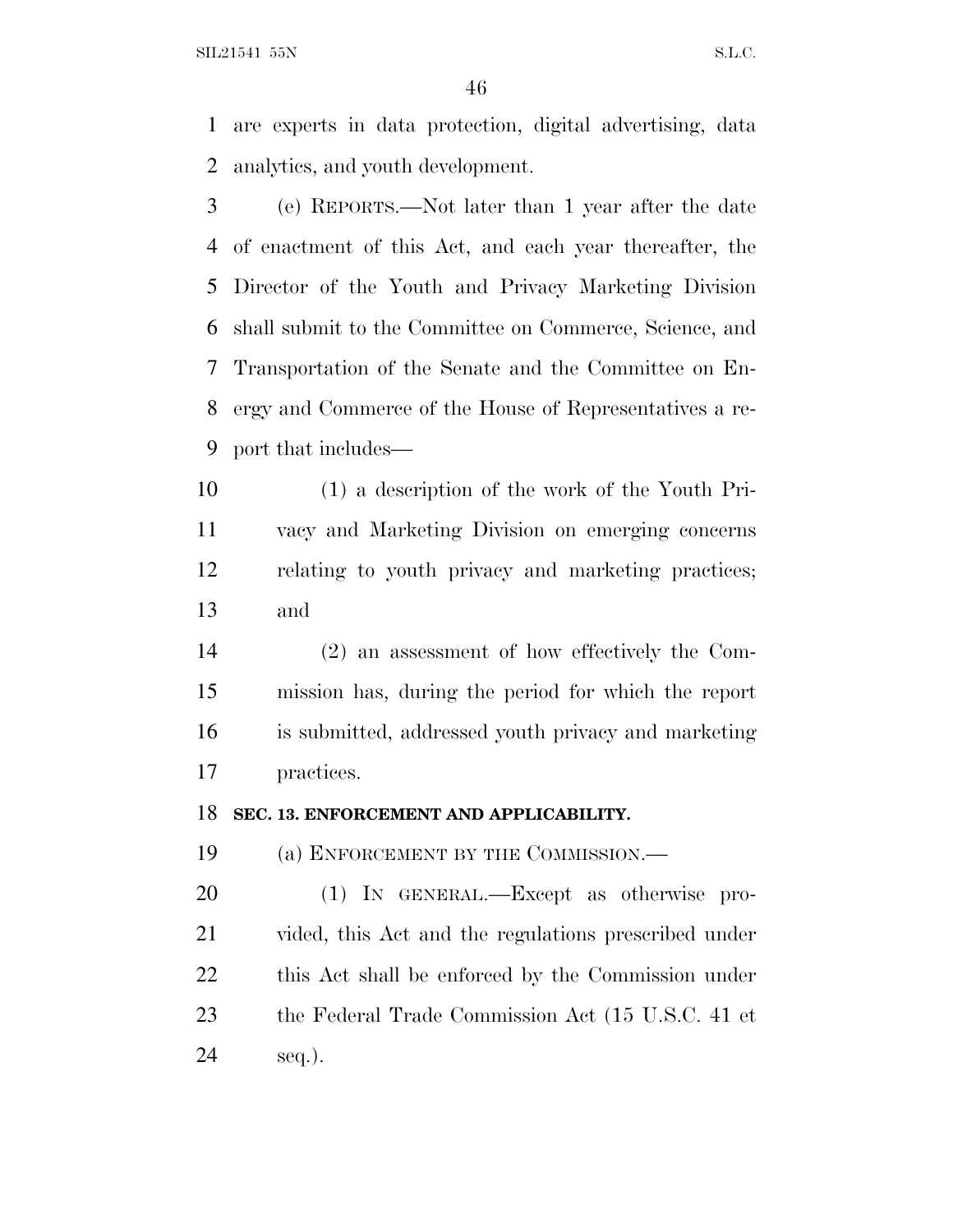are experts in data protection, digital advertising, data analytics, and youth development.

(e) REPORTS.—Not later than 1 year after the date of enactment of this Act, and each year thereafter, the Director of the Youth and Privacy Marketing Division shall submit to the Committee on Commerce, Science, and Transportation of the Senate and the Committee on Energy and Commerce of the House of Representatives a report that includes—

(1) a description of the work of the Youth Privacy and Marketing Division on emerging concerns relating to youth privacy and marketing practices; and

(2) an assessment of how effectively the Commission has, during the period for which the report is submitted, addressed youth privacy and marketing practices.

**SEC. 13. ENFORCEMENT AND APPLICABILITY.**

(a) ENFORCEMENT BY THE COMMISSION.—

(1) IN GENERAL.—Except as otherwise provided, this Act and the regulations prescribed under this Act shall be enforced by the Commission under the Federal Trade Commission Act (15 U.S.C. 41 et seq.).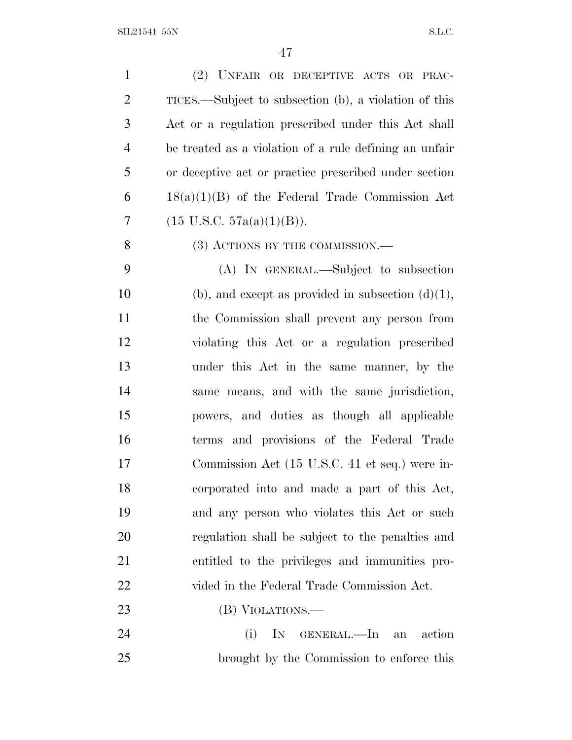(2) UNFAIR OR DECEPTIVE ACTS OR PRACTICES.—Subject to subsection (b), a violation of this Act or a regulation prescribed under this Act shall be treated as a violation of a rule defining an unfair or deceptive act or practice prescribed under section 18(a)(1)(B) of the Federal Trade Commission Act (15 U.S.C. 57a(a)(1)(B)).

(3) ACTIONS BY THE COMMISSION.—

(A) IN GENERAL.—Subject to subsection (b), and except as provided in subsection (d)(1), the Commission shall prevent any person from violating this Act or a regulation prescribed under this Act in the same manner, by the same means, and with the same jurisdiction, powers, and duties as though all applicable terms and provisions of the Federal Trade Commission Act (15 U.S.C. 41 et seq.) were incorporated into and made a part of this Act, and any person who violates this Act or such regulation shall be subject to the penalties and entitled to the privileges and immunities provided in the Federal Trade Commission Act.

(B) VIOLATIONS.—

(i) IN GENERAL.—In an action brought by the Commission to enforce this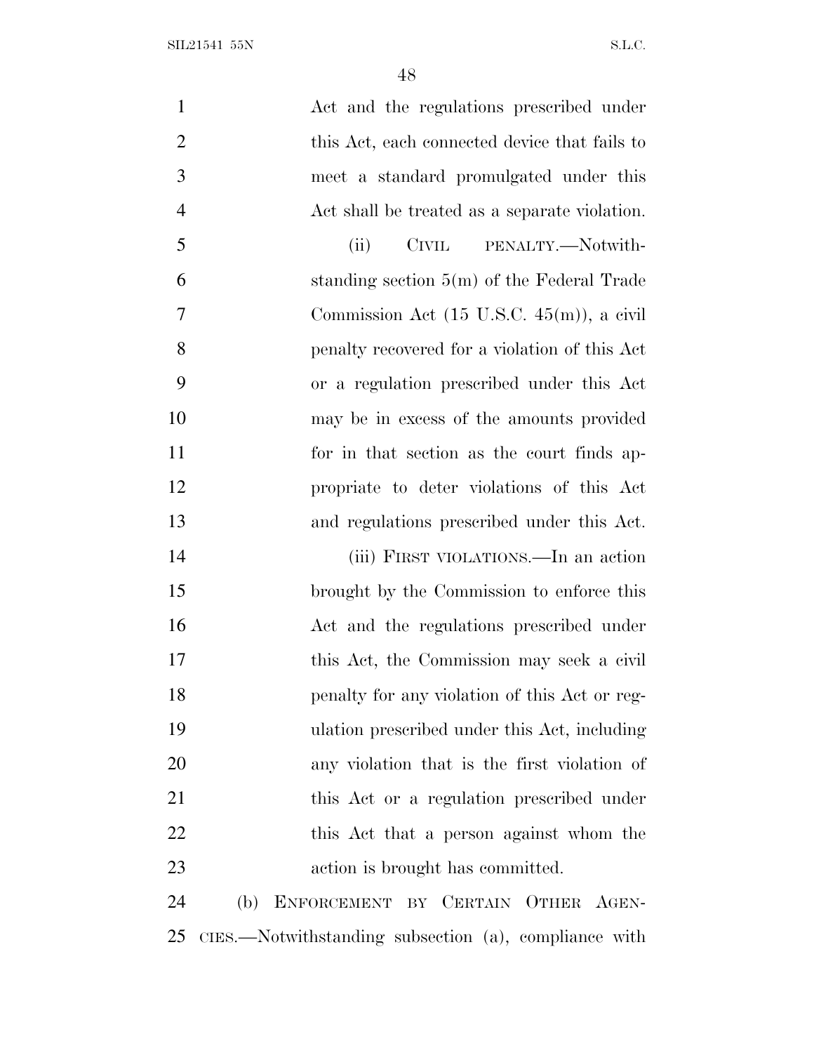Act and the regulations prescribed under this Act, each connected device that fails to meet a standard promulgated under this Act shall be treated as a separate violation.

(ii) CIVIL PENALTY.—Notwithstanding section 5(m) of the Federal Trade Commission Act (15 U.S.C. 45(m)), a civil penalty recovered for a violation of this Act or a regulation prescribed under this Act may be in excess of the amounts provided for in that section as the court finds appropriate to deter violations of this Act and regulations prescribed under this Act.

(iii) FIRST VIOLATIONS.—In an action brought by the Commission to enforce this Act and the regulations prescribed under this Act, the Commission may seek a civil penalty for any violation of this Act or regulation prescribed under this Act, including any violation that is the first violation of this Act or a regulation prescribed under this Act that a person against whom the action is brought has committed.

(b) ENFORCEMENT BY CERTAIN OTHER AGENCIES.—Notwithstanding subsection (a), compliance with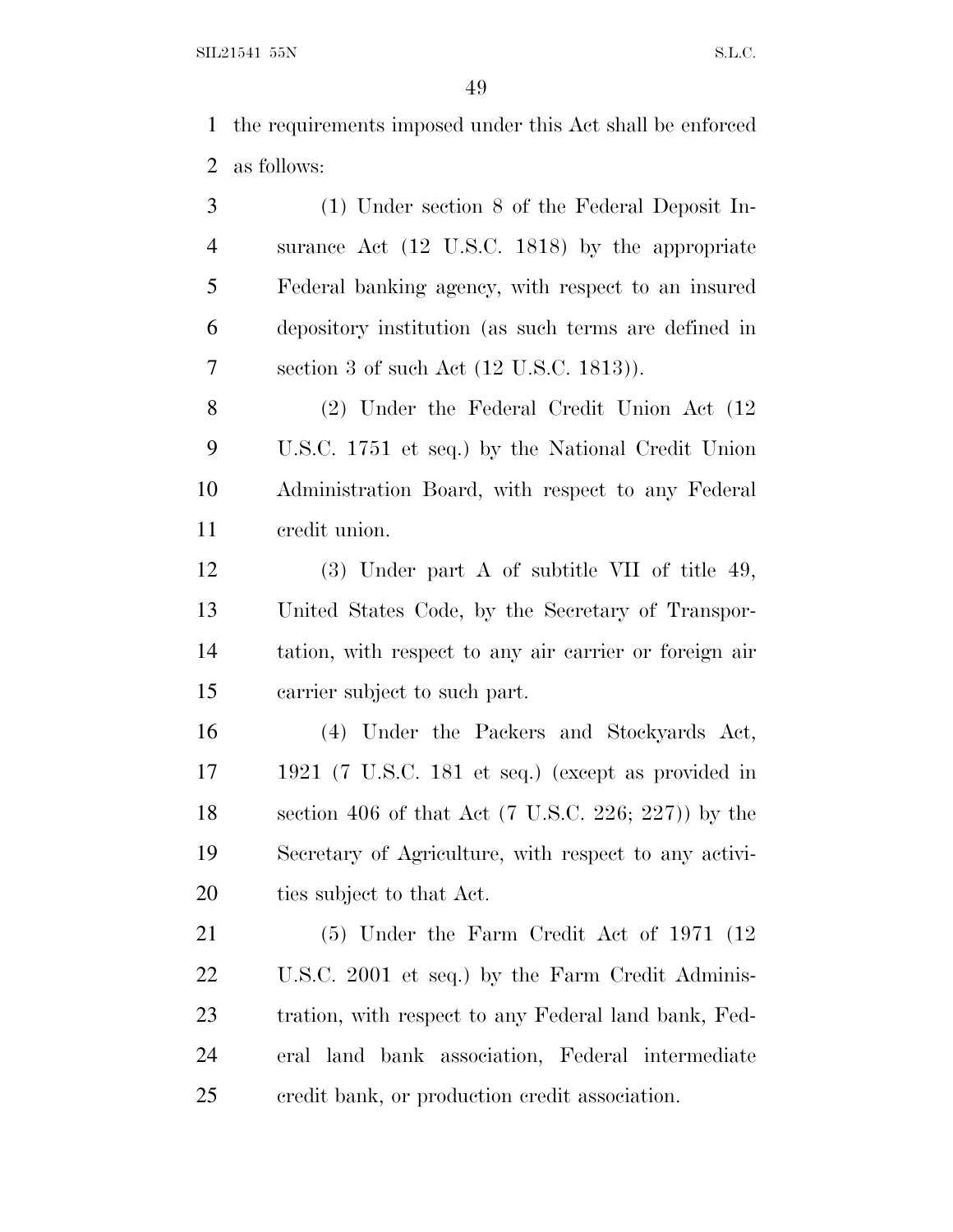the requirements imposed under this Act shall be enforced as follows:

(1) Under section 8 of the Federal Deposit Insurance Act (12 U.S.C. 1818) by the appropriate Federal banking agency, with respect to an insured depository institution (as such terms are defined in section 3 of such Act (12 U.S.C. 1813)).

(2) Under the Federal Credit Union Act (12 U.S.C. 1751 et seq.) by the National Credit Union Administration Board, with respect to any Federal credit union.

(3) Under part A of subtitle VII of title 49, United States Code, by the Secretary of Transportation, with respect to any air carrier or foreign air carrier subject to such part.

(4) Under the Packers and Stockyards Act, 1921 (7 U.S.C. 181 et seq.) (except as provided in section 406 of that Act (7 U.S.C. 226; 227)) by the Secretary of Agriculture, with respect to any activities subject to that Act.

(5) Under the Farm Credit Act of 1971 (12 U.S.C. 2001 et seq.) by the Farm Credit Administration, with respect to any Federal land bank, Federal land bank association, Federal intermediate credit bank, or production credit association.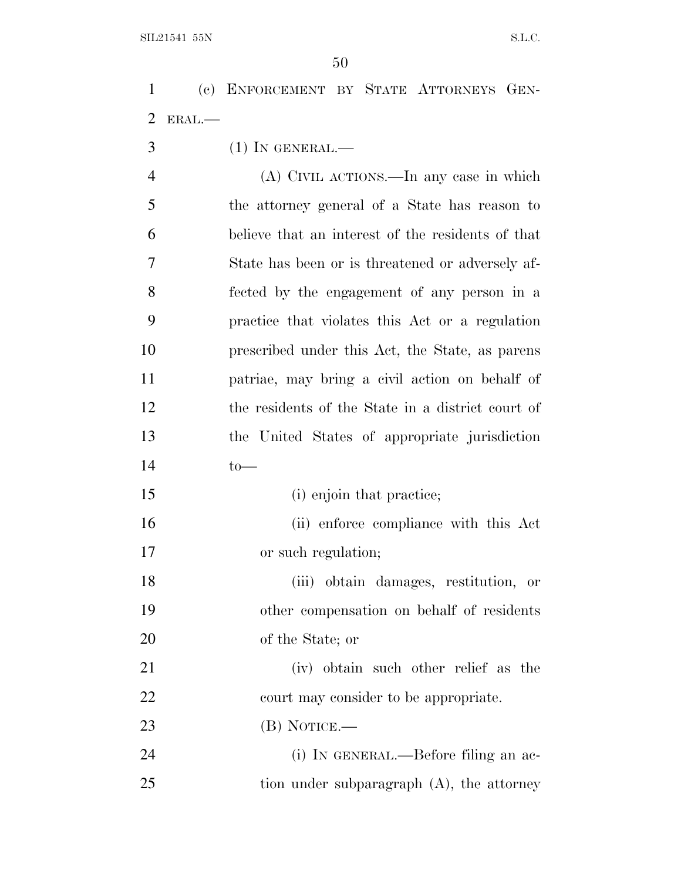(c) ENFORCEMENT BY STATE ATTORNEYS GENERAL.—

(1) IN GENERAL.—

(A) CIVIL ACTIONS.—In any case in which the attorney general of a State has reason to believe that an interest of the residents of that State has been or is threatened or adversely affected by the engagement of any person in a practice that violates this Act or a regulation prescribed under this Act, the State, as parens patriae, may bring a civil action on behalf of the residents of the State in a district court of the United States of appropriate jurisdiction to—

(i) enjoin that practice;

(ii) enforce compliance with this Act or such regulation;

(iii) obtain damages, restitution, or other compensation on behalf of residents of the State; or

(iv) obtain such other relief as the court may consider to be appropriate.

(B) NOTICE.—

(i) IN GENERAL.—Before filing an action under subparagraph (A), the attorney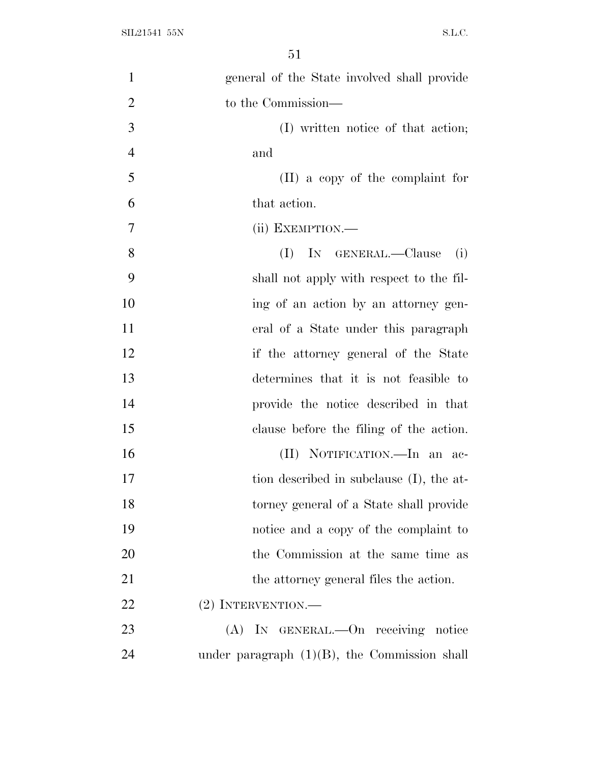general of the State involved shall provide to the Commission—

(I) written notice of that action; and

(II) a copy of the complaint for that action.

(ii) EXEMPTION.—

(I) IN GENERAL.—Clause (i) shall not apply with respect to the filing of an action by an attorney general of a State under this paragraph if the attorney general of the State determines that it is not feasible to provide the notice described in that clause before the filing of the action.

(II) NOTIFICATION.—In an action described in subclause (I), the attorney general of a State shall provide notice and a copy of the complaint to the Commission at the same time as the attorney general files the action.

(2) INTERVENTION.—

(A) IN GENERAL.—On receiving notice under paragraph (1)(B), the Commission shall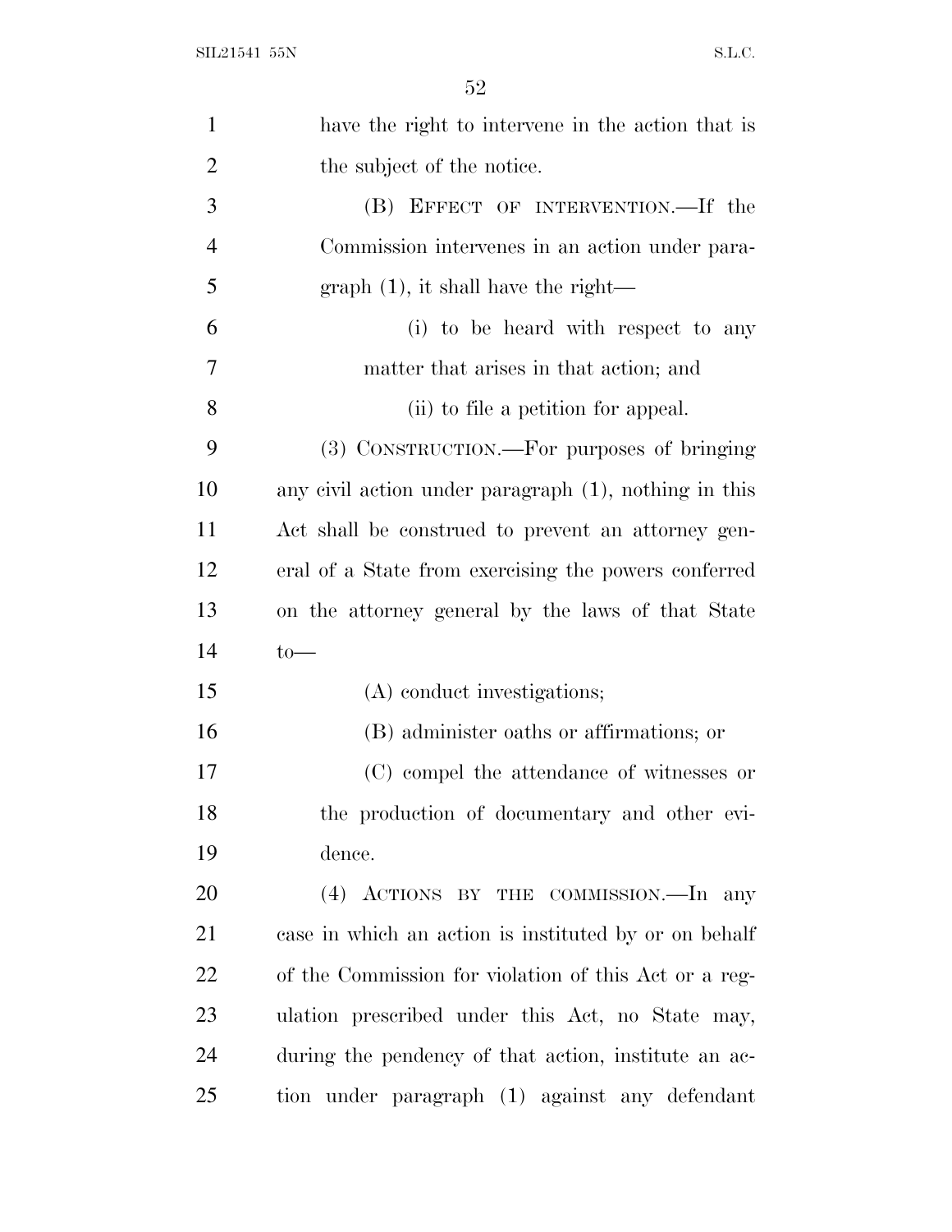have the right to intervene in the action that is the subject of the notice.

(B) EFFECT OF INTERVENTION.—If the Commission intervenes in an action under paragraph (1), it shall have the right—

(i) to be heard with respect to any matter that arises in that action; and

(ii) to file a petition for appeal.

(3) CONSTRUCTION.—For purposes of bringing any civil action under paragraph (1), nothing in this Act shall be construed to prevent an attorney general of a State from exercising the powers conferred on the attorney general by the laws of that State to—

(A) conduct investigations;

(B) administer oaths or affirmations; or

(C) compel the attendance of witnesses or the production of documentary and other evidence.

(4) ACTIONS BY THE COMMISSION.—In any case in which an action is instituted by or on behalf of the Commission for violation of this Act or a regulation prescribed under this Act, no State may, during the pendency of that action, institute an action under paragraph (1) against any defendant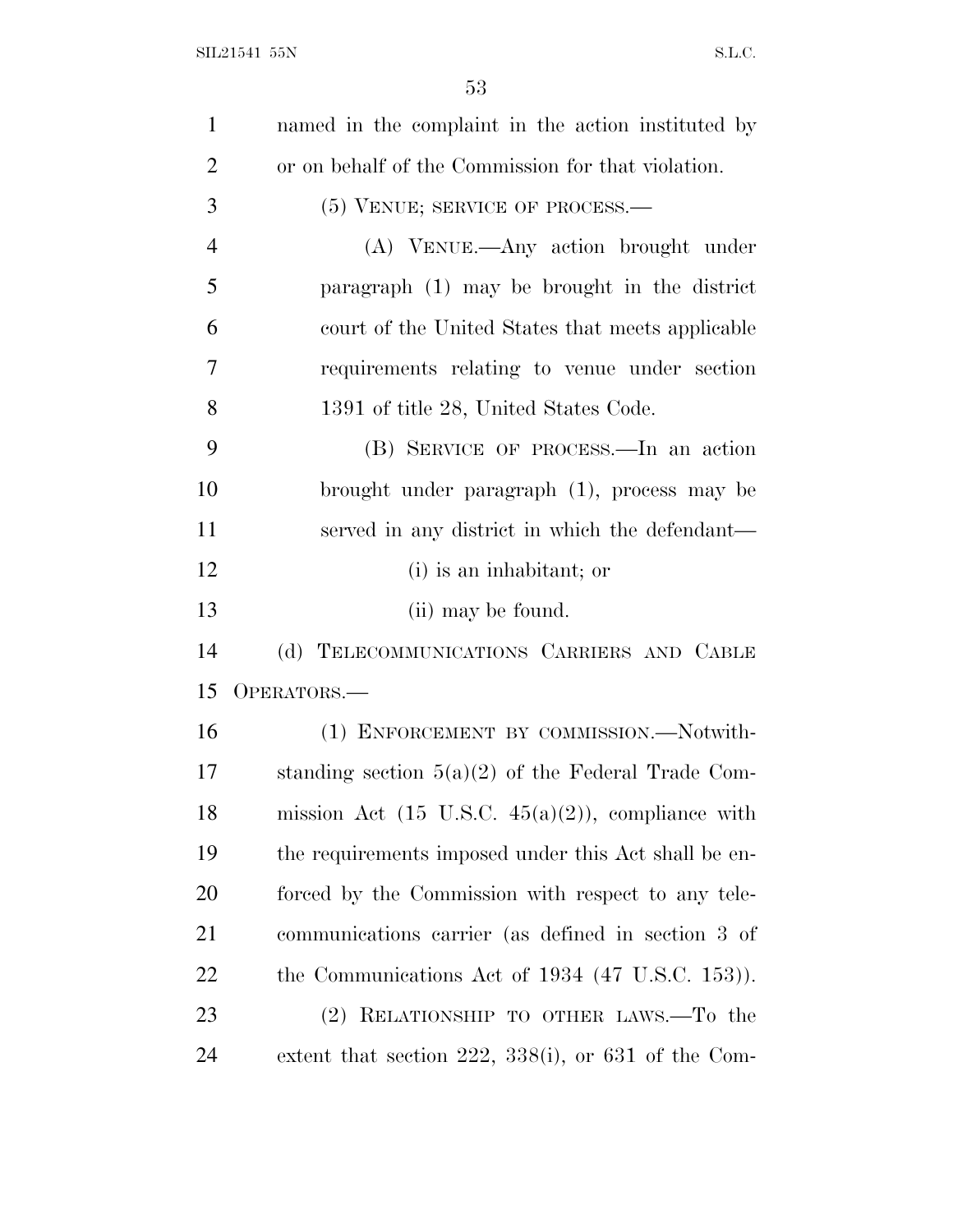named in the complaint in the action instituted by or on behalf of the Commission for that violation.

(5) VENUE; SERVICE OF PROCESS.—

(A) VENUE.—Any action brought under paragraph (1) may be brought in the district court of the United States that meets applicable requirements relating to venue under section 1391 of title 28, United States Code.

(B) SERVICE OF PROCESS.—In an action brought under paragraph (1), process may be served in any district in which the defendant—

(i) is an inhabitant; or

(ii) may be found.

(d) TELECOMMUNICATIONS CARRIERS AND CABLE OPERATORS.—

(1) ENFORCEMENT BY COMMISSION.—Notwithstanding section 5(a)(2) of the Federal Trade Commission Act (15 U.S.C. 45(a)(2)), compliance with the requirements imposed under this Act shall be enforced by the Commission with respect to any telecommunications carrier (as defined in section 3 of the Communications Act of 1934 (47 U.S.C. 153)).

(2) RELATIONSHIP TO OTHER LAWS.—To the extent that section 222, 338(i), or 631 of the Com-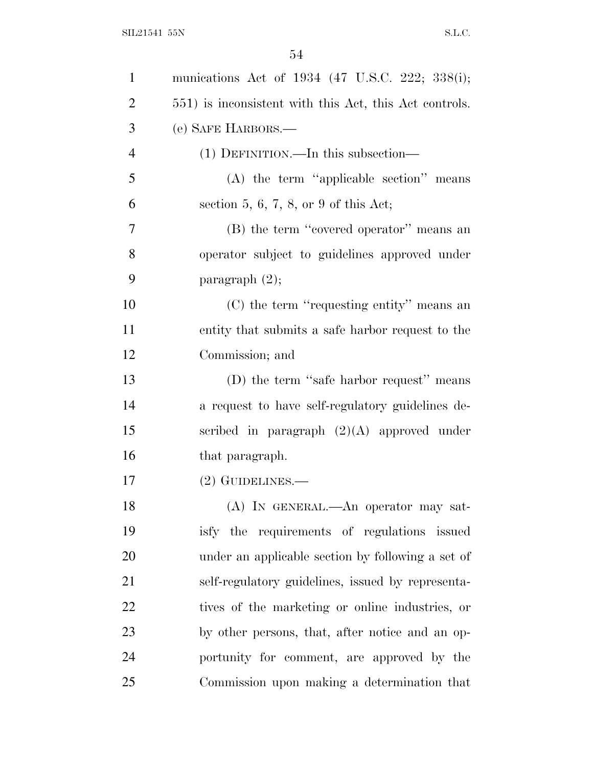munications Act of 1934 (47 U.S.C. 222; 338(i); 551) is inconsistent with this Act, this Act controls.

(e) SAFE HARBORS.—

(1) DEFINITION.—In this subsection—

(A) the term ''applicable section'' means section 5, 6, 7, 8, or 9 of this Act;

(B) the term ''covered operator'' means an operator subject to guidelines approved under paragraph (2);

(C) the term ''requesting entity'' means an entity that submits a safe harbor request to the Commission; and

(D) the term ''safe harbor request'' means a request to have self-regulatory guidelines described in paragraph (2)(A) approved under that paragraph.

(2) GUIDELINES.—

(A) IN GENERAL.—An operator may satisfy the requirements of regulations issued under an applicable section by following a set of self-regulatory guidelines, issued by representatives of the marketing or online industries, or by other persons, that, after notice and an opportunity for comment, are approved by the Commission upon making a determination that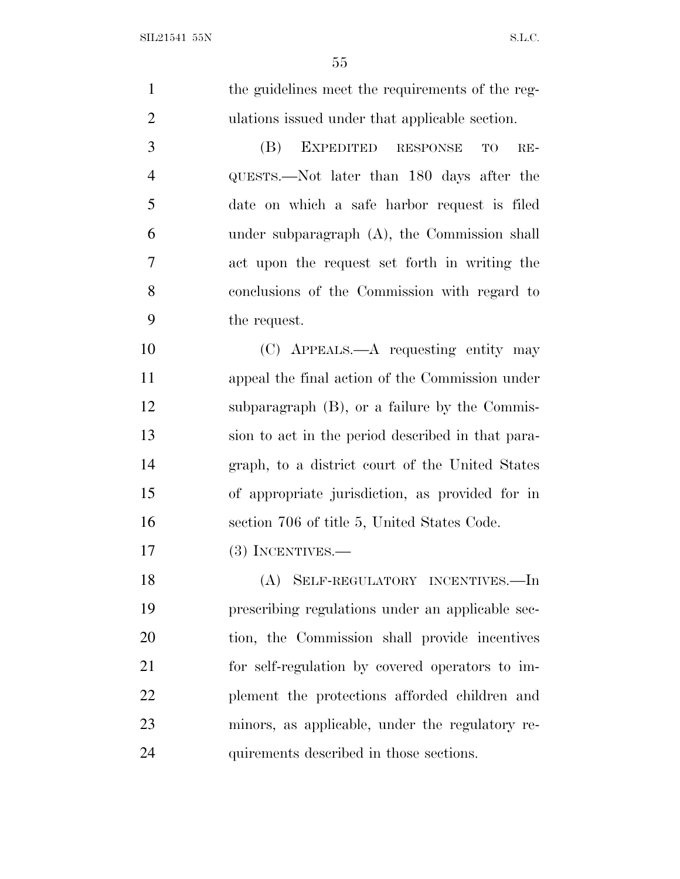the guidelines meet the requirements of the regulations issued under that applicable section.

(B) EXPEDITED RESPONSE TO REQUESTS.—Not later than 180 days after the date on which a safe harbor request is filed under subparagraph (A), the Commission shall act upon the request set forth in writing the conclusions of the Commission with regard to the request.

(C) APPEALS.—A requesting entity may appeal the final action of the Commission under subparagraph (B), or a failure by the Commission to act in the period described in that paragraph, to a district court of the United States of appropriate jurisdiction, as provided for in section 706 of title 5, United States Code.

(3) INCENTIVES.—

(A) SELF-REGULATORY INCENTIVES.—In prescribing regulations under an applicable section, the Commission shall provide incentives for self-regulation by covered operators to implement the protections afforded children and minors, as applicable, under the regulatory requirements described in those sections.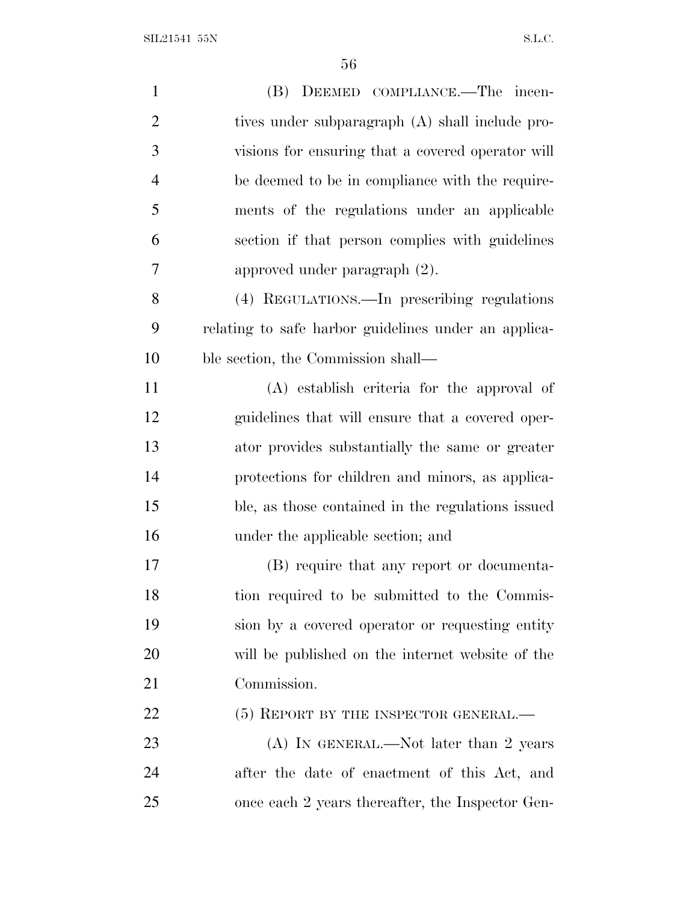(B) DEEMED COMPLIANCE.—The incentives under subparagraph (A) shall include provisions for ensuring that a covered operator will be deemed to be in compliance with the requirements of the regulations under an applicable section if that person complies with guidelines approved under paragraph (2).

(4) REGULATIONS.—In prescribing regulations relating to safe harbor guidelines under an applicable section, the Commission shall—

(A) establish criteria for the approval of guidelines that will ensure that a covered operator provides substantially the same or greater protections for children and minors, as applicable, as those contained in the regulations issued under the applicable section; and

(B) require that any report or documentation required to be submitted to the Commission by a covered operator or requesting entity will be published on the internet website of the Commission.

(5) REPORT BY THE INSPECTOR GENERAL.—

(A) IN GENERAL.—Not later than 2 years after the date of enactment of this Act, and once each 2 years thereafter, the Inspector Gen-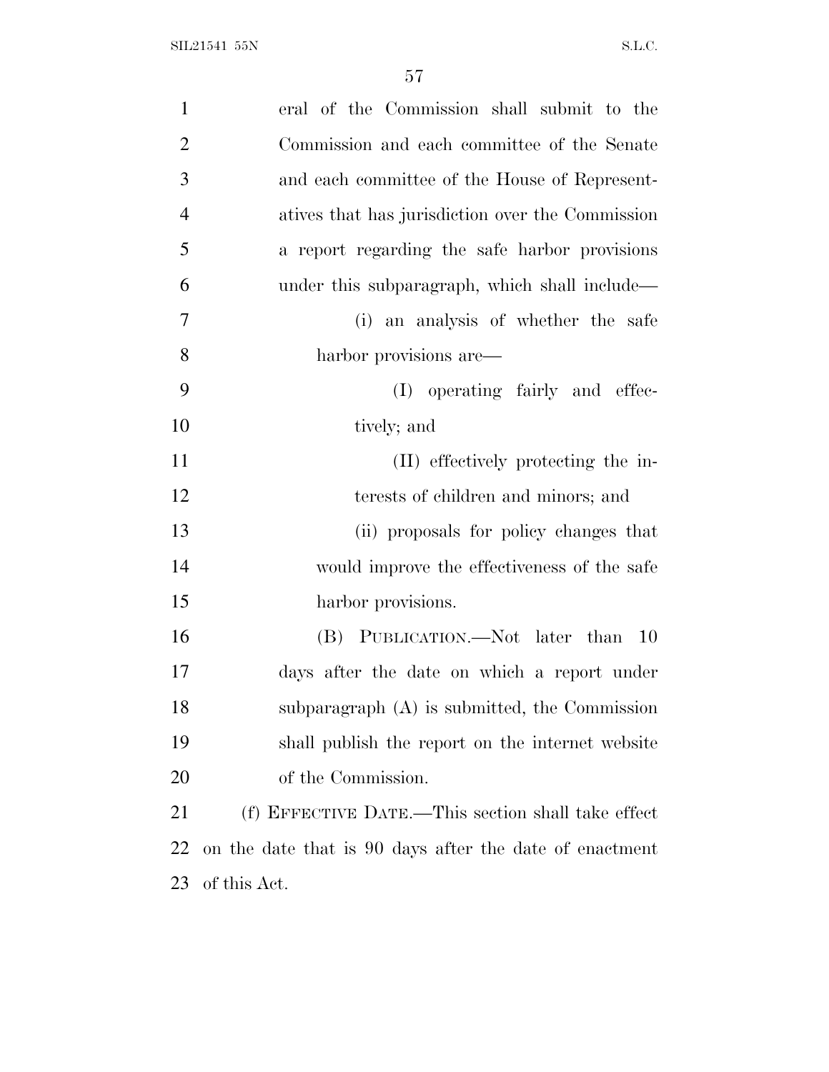eral of the Commission shall submit to the Commission and each committee of the Senate and each committee of the House of Representatives that has jurisdiction over the Commission a report regarding the safe harbor provisions under this subparagraph, which shall include—

(i) an analysis of whether the safe harbor provisions are—

(I) operating fairly and effectively; and

(II) effectively protecting the interests of children and minors; and

(ii) proposals for policy changes that would improve the effectiveness of the safe harbor provisions.

(B) PUBLICATION.—Not later than 10 days after the date on which a report under subparagraph (A) is submitted, the Commission shall publish the report on the internet website of the Commission.

(f) EFFECTIVE DATE.—This section shall take effect on the date that is 90 days after the date of enactment of this Act.